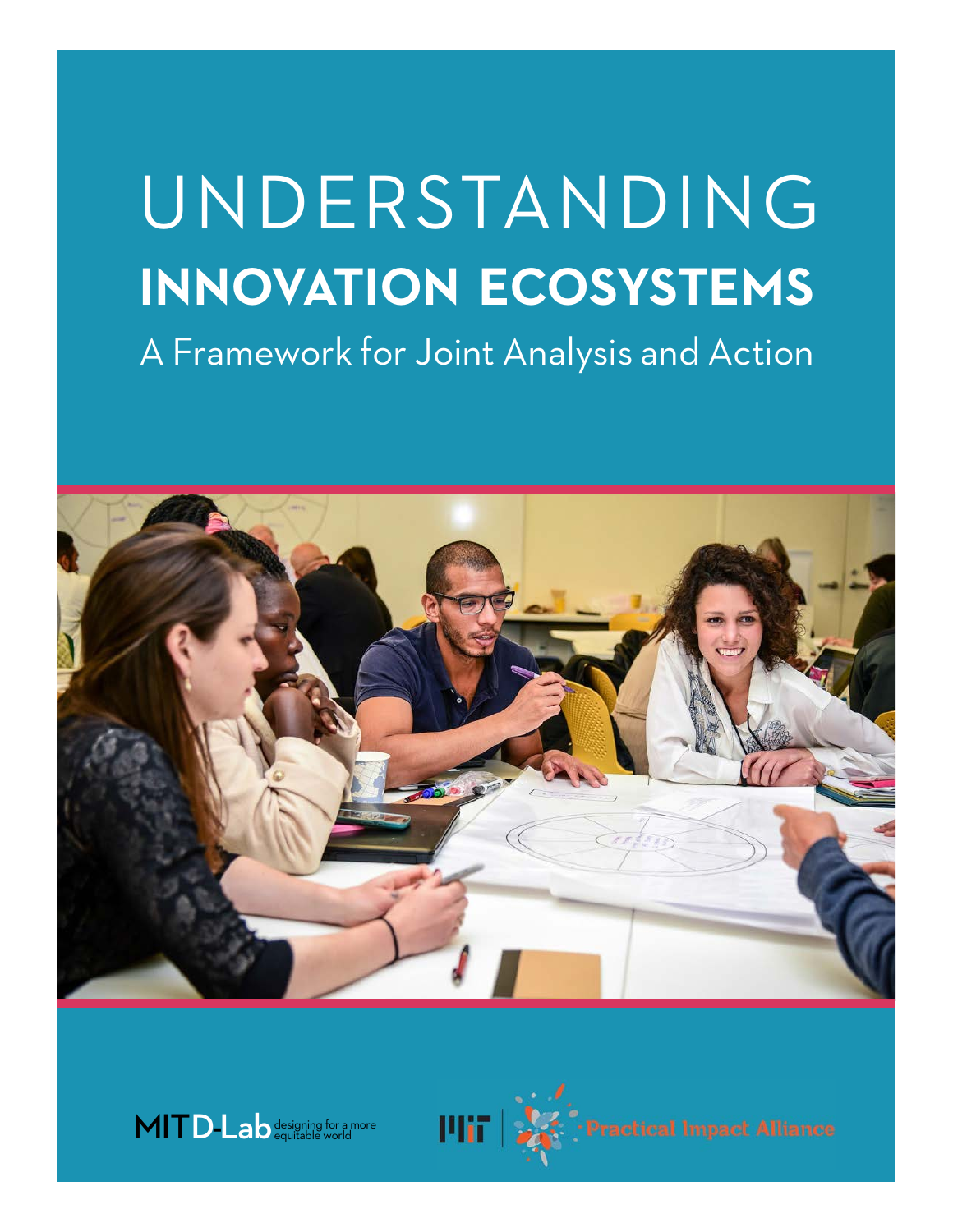# UNDERSTANDING **INNOVATION ECOSYSTEMS**

## A Framework for Joint Analysis and Action

MIT D-Lab designing for a more equitable world

MIT Practical Impact Alliance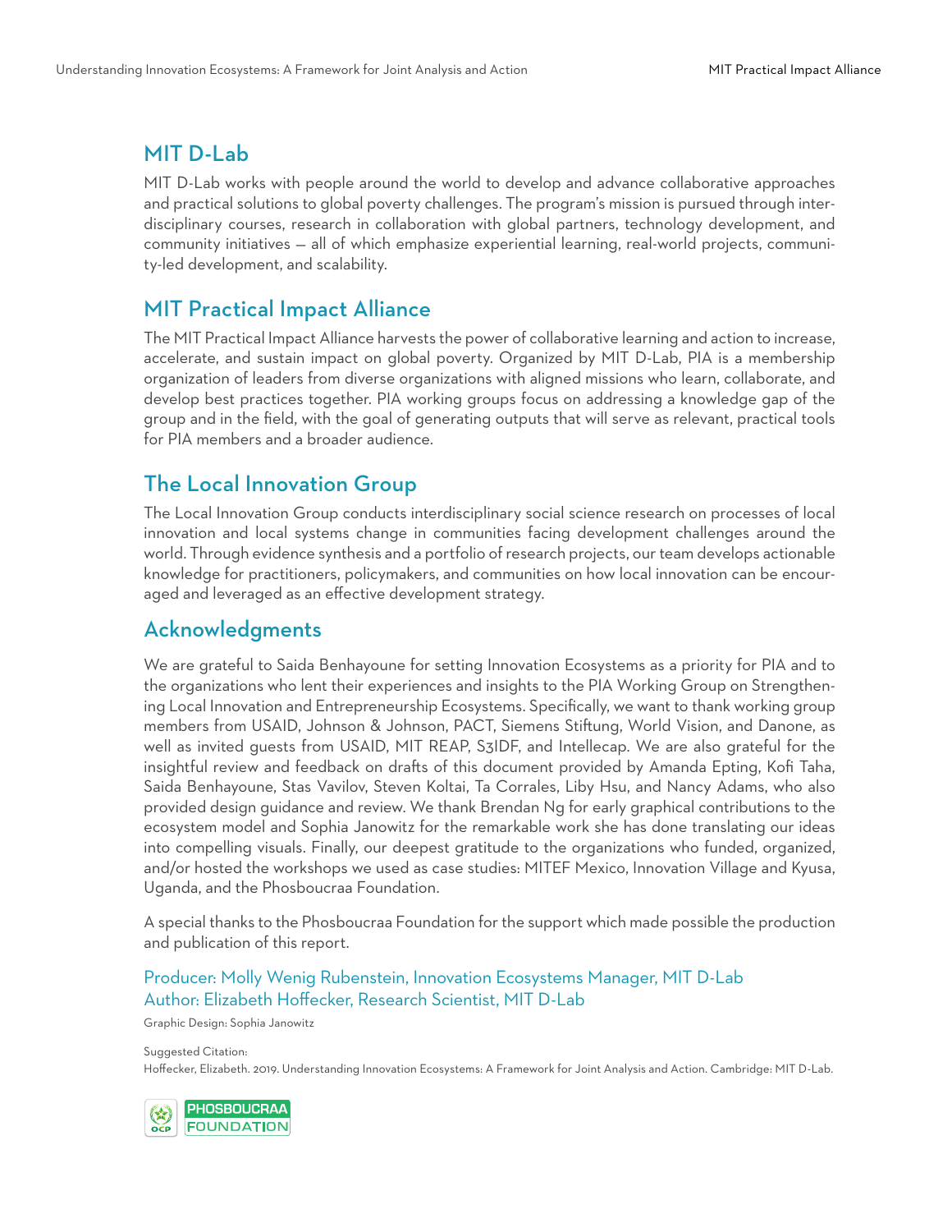## MIT D-Lab

MIT D-Lab works with people around the world to develop and advance collaborative approaches and practical solutions to global poverty challenges. The program's mission is pursued through interdisciplinary courses, research in collaboration with global partners, technology development, and community initiatives — all of which emphasize experiential learning, real-world projects, community-led development, and scalability.

## MIT Practical Impact Alliance

The MIT Practical Impact Alliance harvests the power of collaborative learning and action to increase, accelerate, and sustain impact on global poverty. Organized by MIT D-Lab, PIA is a membership organization of leaders from diverse organizations with aligned missions who learn, collaborate, and develop best practices together. PIA working groups focus on addressing a knowledge gap of the group and in the field, with the goal of generating outputs that will serve as relevant, practical tools for PIA members and a broader audience.

## The Local Innovation Group

The Local Innovation Group conducts interdisciplinary social science research on processes of local innovation and local systems change in communities facing development challenges around the world. Through evidence synthesis and a portfolio of research projects, our team develops actionable knowledge for practitioners, policymakers, and communities on how local innovation can be encouraged and leveraged as an effective development strategy.

## Acknowledgments

We are grateful to Saida Benhayoune for setting Innovation Ecosystems as a priority for PIA and to the organizations who lent their experiences and insights to the PIA Working Group on Strengthening Local Innovation and Entrepreneurship Ecosystems. Specifically, we want to thank working group members from USAID, Johnson & Johnson, PACT, Siemens Stiftung, World Vision, and Danone, as well as invited guests from USAID, MIT REAP, S3IDF, and Intellecap. We are also grateful for the insightful review and feedback on drafts of this document provided by Amanda Epting, Kofi Taha, Saida Benhayoune, Stas Vavilov, Steven Koltai, Ta Corrales, Liby Hsu, and Nancy Adams, who also provided design guidance and review. We thank Brendan Ng for early graphical contributions to the ecosystem model and Sophia Janowitz for the remarkable work she has done translating our ideas into compelling visuals. Finally, our deepest gratitude to the organizations who funded, organized, and/or hosted the workshops we used as case studies: MITEF Mexico, Innovation Village and Kyusa, Uganda, and the Phosboucraa Foundation.

A special thanks to the Phosboucraa Foundation for the support which made possible the production and publication of this report.

Producer: Molly Wenig Rubenstein, Innovation Ecosystems Manager, MIT D-Lab
Author: Elizabeth Hoffecker, Research Scientist, MIT D-Lab

Graphic Design: Sophia Janowitz

Suggested Citation:
Hoffecker, Elizabeth. 2019. Understanding Innovation Ecosystems: A Framework for Joint Analysis and Action. Cambridge: MIT D-Lab.

OCP PHOSBOUCRAA FOUNDATION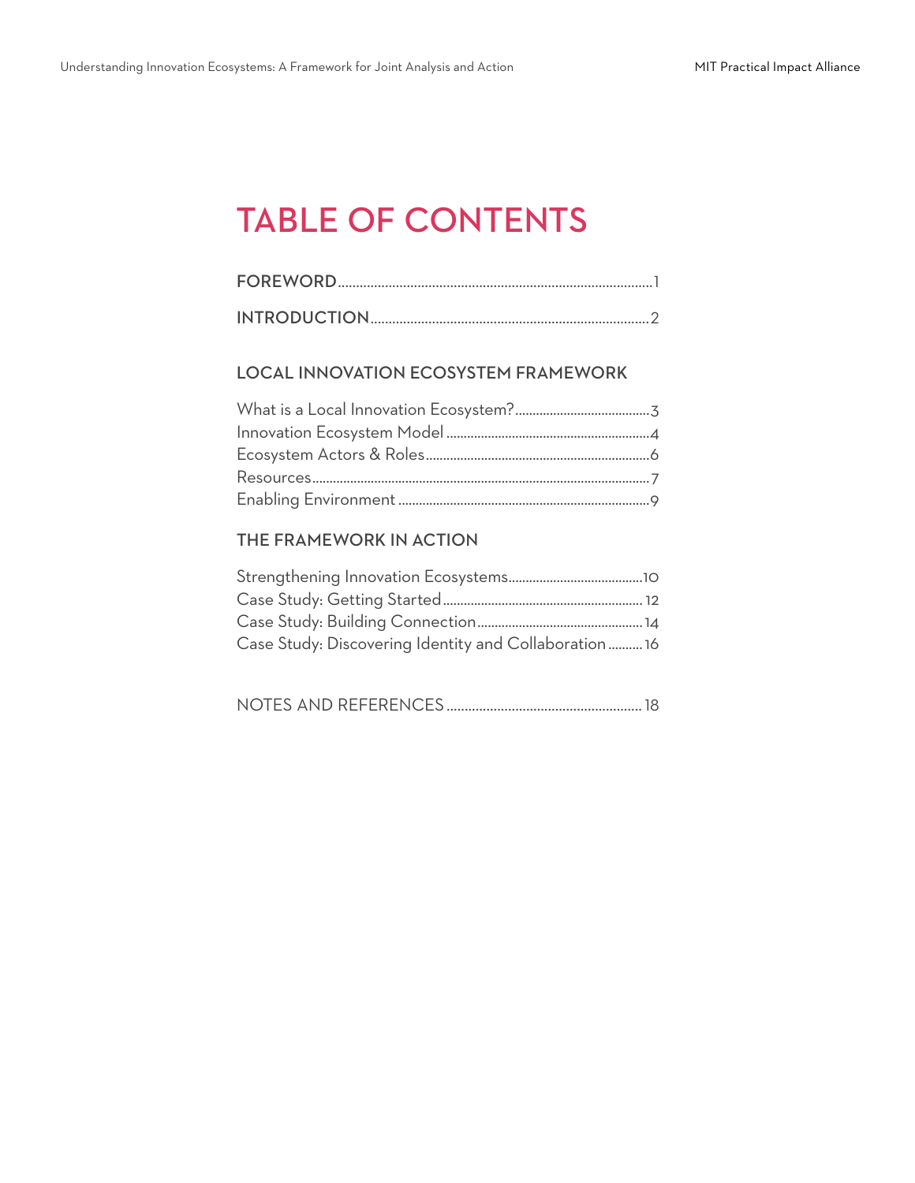# TABLE OF CONTENTS

**FOREWORD** ........ 1

**INTRODUCTION** ........ 2

## LOCAL INNOVATION ECOSYSTEM FRAMEWORK

What is a Local Innovation Ecosystem? ........ 3
Innovation Ecosystem Model ........ 4
Ecosystem Actors & Roles ........ 6
Resources ........ 7
Enabling Environment ........ 9

## THE FRAMEWORK IN ACTION

Strengthening Innovation Ecosystems ........ 10
Case Study: Getting Started ........ 12
Case Study: Building Connection ........ 14
Case Study: Discovering Identity and Collaboration ........ 16

NOTES AND REFERENCES ........ 18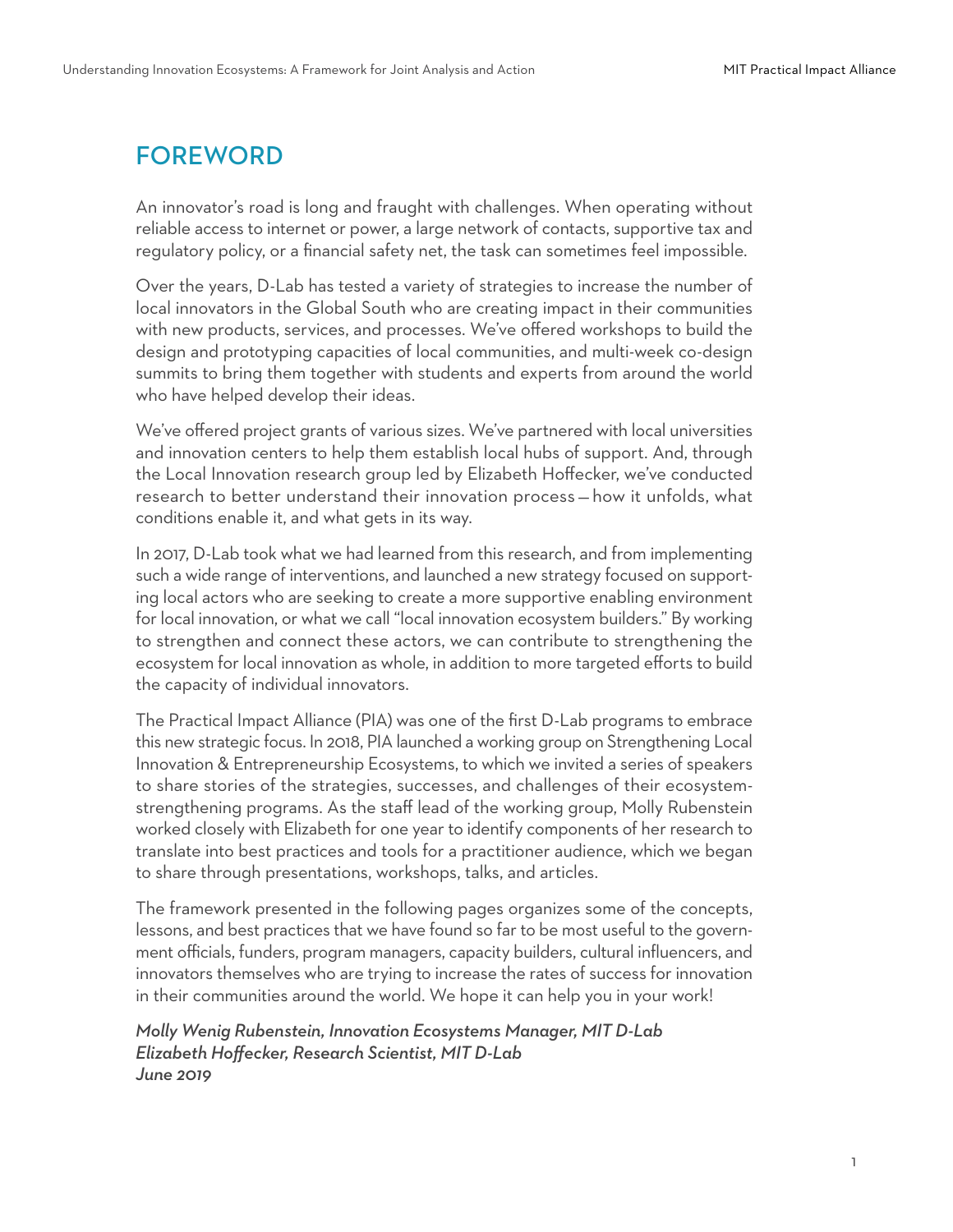## FOREWORD

An innovator's road is long and fraught with challenges. When operating without reliable access to internet or power, a large network of contacts, supportive tax and regulatory policy, or a financial safety net, the task can sometimes feel impossible.

Over the years, D-Lab has tested a variety of strategies to increase the number of local innovators in the Global South who are creating impact in their communities with new products, services, and processes. We've offered workshops to build the design and prototyping capacities of local communities, and multi-week co-design summits to bring them together with students and experts from around the world who have helped develop their ideas.

We've offered project grants of various sizes. We've partnered with local universities and innovation centers to help them establish local hubs of support. And, through the Local Innovation research group led by Elizabeth Hoffecker, we've conducted research to better understand their innovation process — how it unfolds, what conditions enable it, and what gets in its way.

In 2017, D-Lab took what we had learned from this research, and from implementing such a wide range of interventions, and launched a new strategy focused on supporting local actors who are seeking to create a more supportive enabling environment for local innovation, or what we call "local innovation ecosystem builders." By working to strengthen and connect these actors, we can contribute to strengthening the ecosystem for local innovation as whole, in addition to more targeted efforts to build the capacity of individual innovators.

The Practical Impact Alliance (PIA) was one of the first D-Lab programs to embrace this new strategic focus. In 2018, PIA launched a working group on Strengthening Local Innovation & Entrepreneurship Ecosystems, to which we invited a series of speakers to share stories of the strategies, successes, and challenges of their ecosystem-strengthening programs. As the staff lead of the working group, Molly Rubenstein worked closely with Elizabeth for one year to identify components of her research to translate into best practices and tools for a practitioner audience, which we began to share through presentations, workshops, talks, and articles.

The framework presented in the following pages organizes some of the concepts, lessons, and best practices that we have found so far to be most useful to the government officials, funders, program managers, capacity builders, cultural influencers, and innovators themselves who are trying to increase the rates of success for innovation in their communities around the world. We hope it can help you in your work!

*Molly Wenig Rubenstein, Innovation Ecosystems Manager, MIT D-Lab*
*Elizabeth Hoffecker, Research Scientist, MIT D-Lab*
*June 2019*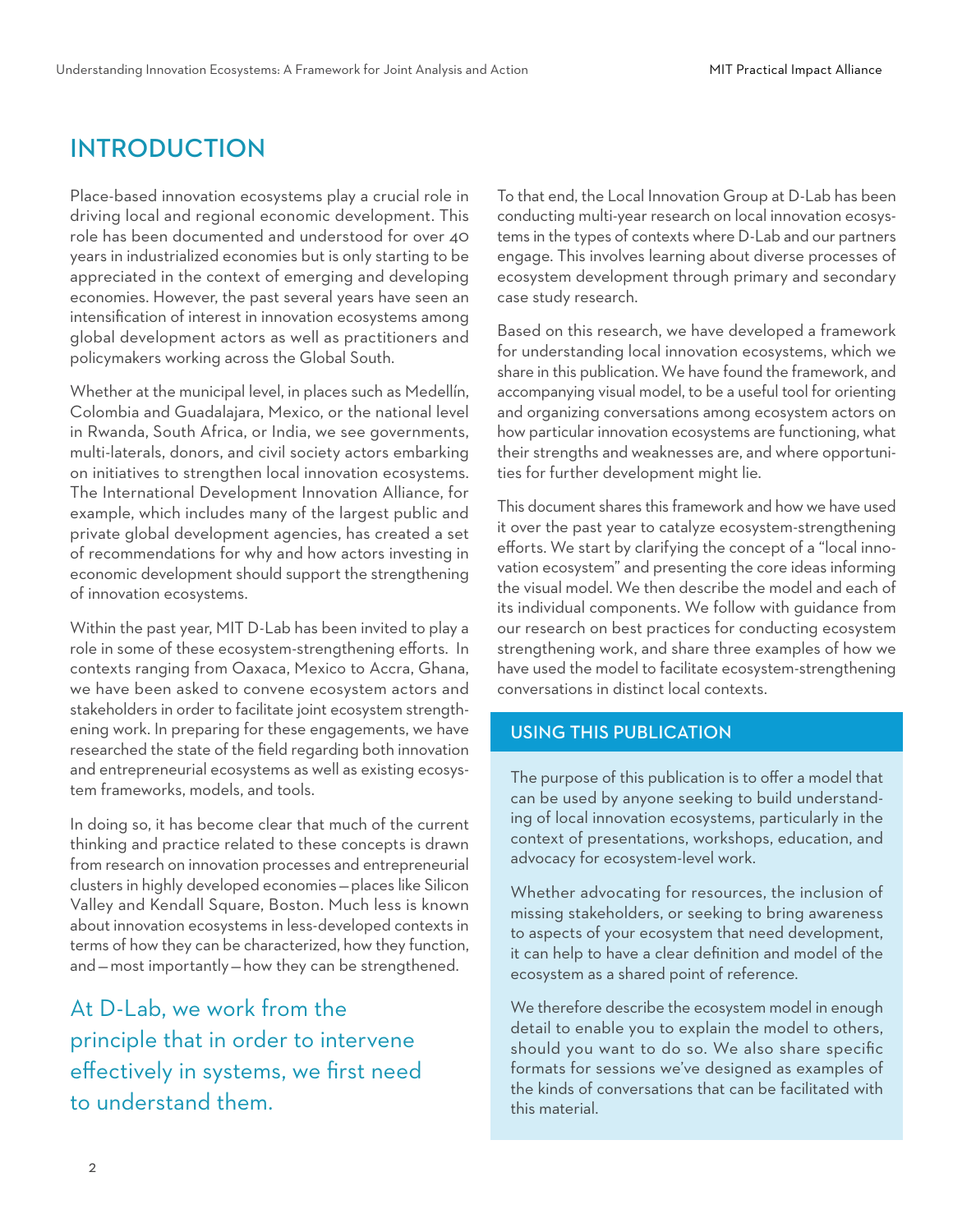# INTRODUCTION

Place-based innovation ecosystems play a crucial role in driving local and regional economic development. This role has been documented and understood for over 40 years in industrialized economies but is only starting to be appreciated in the context of emerging and developing economies. However, the past several years have seen an intensification of interest in innovation ecosystems among global development actors as well as practitioners and policymakers working across the Global South.

Whether at the municipal level, in places such as Medellín, Colombia and Guadalajara, Mexico, or the national level in Rwanda, South Africa, or India, we see governments, multi-laterals, donors, and civil society actors embarking on initiatives to strengthen local innovation ecosystems. The International Development Innovation Alliance, for example, which includes many of the largest public and private global development agencies, has created a set of recommendations for why and how actors investing in economic development should support the strengthening of innovation ecosystems.

Within the past year, MIT D-Lab has been invited to play a role in some of these ecosystem-strengthening efforts. In contexts ranging from Oaxaca, Mexico to Accra, Ghana, we have been asked to convene ecosystem actors and stakeholders in order to facilitate joint ecosystem strengthening work. In preparing for these engagements, we have researched the state of the field regarding both innovation and entrepreneurial ecosystems as well as existing ecosystem frameworks, models, and tools.

In doing so, it has become clear that much of the current thinking and practice related to these concepts is drawn from research on innovation processes and entrepreneurial clusters in highly developed economies—places like Silicon Valley and Kendall Square, Boston. Much less is known about innovation ecosystems in less-developed contexts in terms of how they can be characterized, how they function, and—most importantly—how they can be strengthened.

> At D-Lab, we work from the principle that in order to intervene effectively in systems, we first need to understand them.

To that end, the Local Innovation Group at D-Lab has been conducting multi-year research on local innovation ecosystems in the types of contexts where D-Lab and our partners engage. This involves learning about diverse processes of ecosystem development through primary and secondary case study research.

Based on this research, we have developed a framework for understanding local innovation ecosystems, which we share in this publication. We have found the framework, and accompanying visual model, to be a useful tool for orienting and organizing conversations among ecosystem actors on how particular innovation ecosystems are functioning, what their strengths and weaknesses are, and where opportunities for further development might lie.

This document shares this framework and how we have used it over the past year to catalyze ecosystem-strengthening efforts. We start by clarifying the concept of a "local innovation ecosystem" and presenting the core ideas informing the visual model. We then describe the model and each of its individual components. We follow with guidance from our research on best practices for conducting ecosystem strengthening work, and share three examples of how we have used the model to facilitate ecosystem-strengthening conversations in distinct local contexts.

## USING THIS PUBLICATION

The purpose of this publication is to offer a model that can be used by anyone seeking to build understanding of local innovation ecosystems, particularly in the context of presentations, workshops, education, and advocacy for ecosystem-level work.

Whether advocating for resources, the inclusion of missing stakeholders, or seeking to bring awareness to aspects of your ecosystem that need development, it can help to have a clear definition and model of the ecosystem as a shared point of reference.

We therefore describe the ecosystem model in enough detail to enable you to explain the model to others, should you want to do so. We also share specific formats for sessions we've designed as examples of the kinds of conversations that can be facilitated with this material.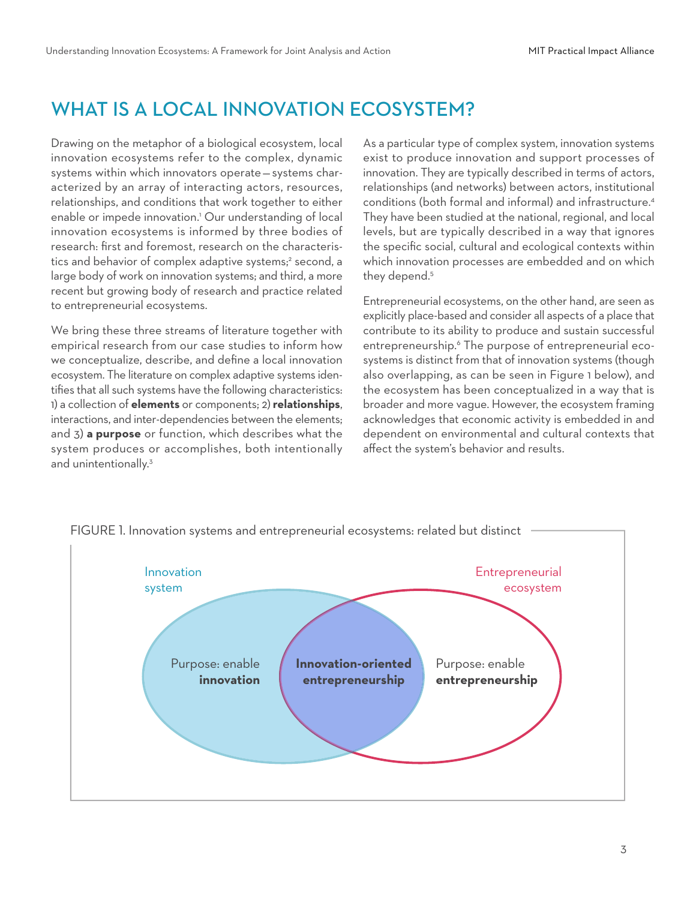# WHAT IS A LOCAL INNOVATION ECOSYSTEM?

Drawing on the metaphor of a biological ecosystem, local innovation ecosystems refer to the complex, dynamic systems within which innovators operate—systems characterized by an array of interacting actors, resources, relationships, and conditions that work together to either enable or impede innovation.[1] Our understanding of local innovation ecosystems is informed by three bodies of research: first and foremost, research on the characteristics and behavior of complex adaptive systems;[2] second, a large body of work on innovation systems; and third, a more recent but growing body of research and practice related to entrepreneurial ecosystems.

We bring these three streams of literature together with empirical research from our case studies to inform how we conceptualize, describe, and define a local innovation ecosystem. The literature on complex adaptive systems identifies that all such systems have the following characteristics: 1) a collection of **elements** or components; 2) **relationships**, interactions, and inter-dependencies between the elements; and 3) **a purpose** or function, which describes what the system produces or accomplishes, both intentionally and unintentionally.[3]

As a particular type of complex system, innovation systems exist to produce innovation and support processes of innovation. They are typically described in terms of actors, relationships (and networks) between actors, institutional conditions (both formal and informal) and infrastructure.[4] They have been studied at the national, regional, and local levels, but are typically described in a way that ignores the specific social, cultural and ecological contexts within which innovation processes are embedded and on which they depend.[5]

Entrepreneurial ecosystems, on the other hand, are seen as explicitly place-based and consider all aspects of a place that contribute to its ability to produce and sustain successful entrepreneurship.[6] The purpose of entrepreneurial ecosystems is distinct from that of innovation systems (though also overlapping, as can be seen in Figure 1 below), and the ecosystem has been conceptualized in a way that is broader and more vague. However, the ecosystem framing acknowledges that economic activity is embedded in and dependent on environmental and cultural contexts that affect the system's behavior and results.

FIGURE 1. Innovation systems and entrepreneurial ecosystems: related but distinct

Innovation system — Purpose: enable **innovation**

**Innovation-oriented entrepreneurship**

Entrepreneurial ecosystem — Purpose: enable **entrepreneurship**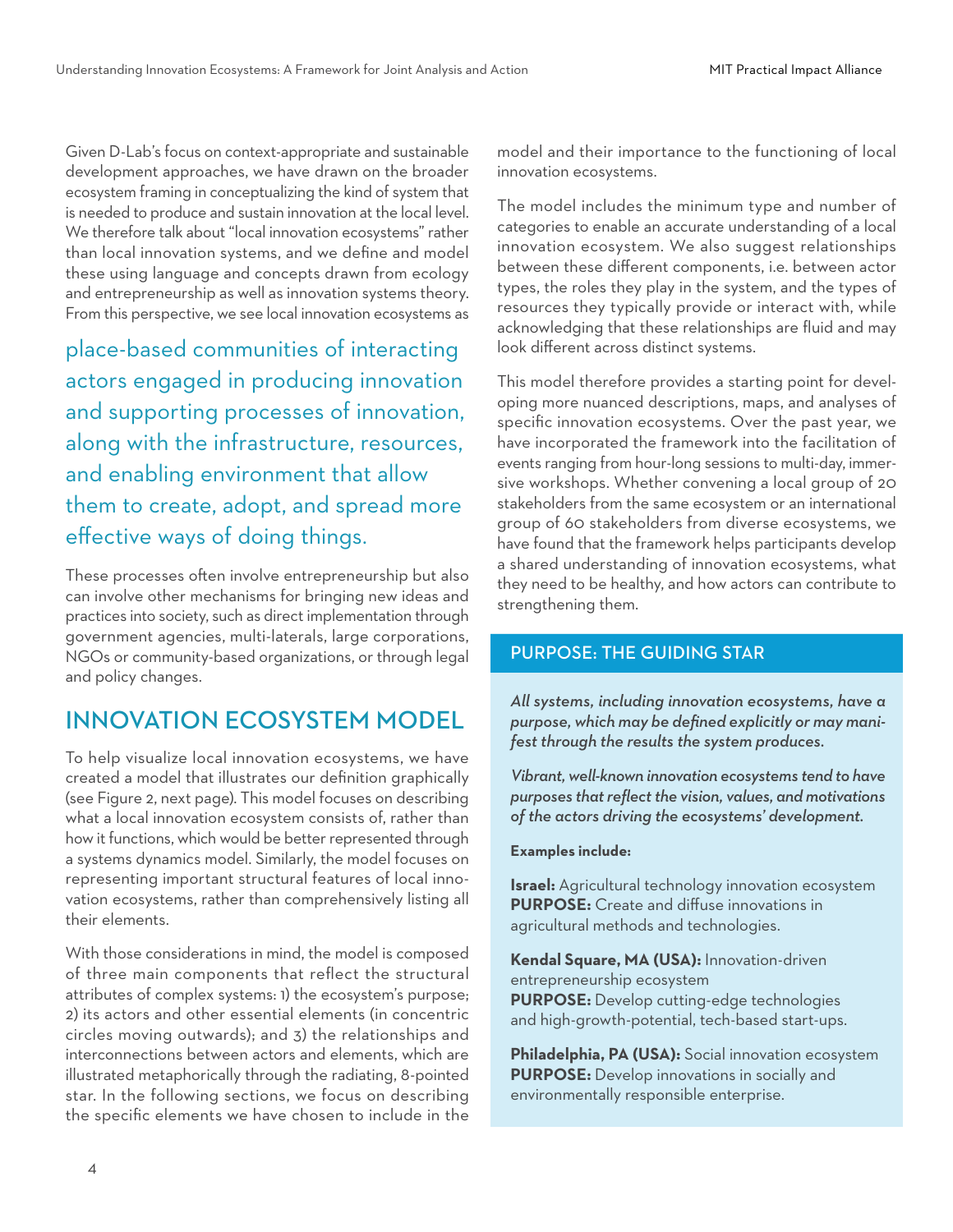Given D-Lab's focus on context-appropriate and sustainable development approaches, we have drawn on the broader ecosystem framing in conceptualizing the kind of system that is needed to produce and sustain innovation at the local level. We therefore talk about "local innovation ecosystems" rather than local innovation systems, and we define and model these using language and concepts drawn from ecology and entrepreneurship as well as innovation systems theory. From this perspective, we see local innovation ecosystems as

> place-based communities of interacting actors engaged in producing innovation and supporting processes of innovation, along with the infrastructure, resources, and enabling environment that allow them to create, adopt, and spread more effective ways of doing things.

These processes often involve entrepreneurship but also can involve other mechanisms for bringing new ideas and practices into society, such as direct implementation through government agencies, multi-laterals, large corporations, NGOs or community-based organizations, or through legal and policy changes.

## INNOVATION ECOSYSTEM MODEL

To help visualize local innovation ecosystems, we have created a model that illustrates our definition graphically (see Figure 2, next page). This model focuses on describing what a local innovation ecosystem consists of, rather than how it functions, which would be better represented through a systems dynamics model. Similarly, the model focuses on representing important structural features of local innovation ecosystems, rather than comprehensively listing all their elements.

With those considerations in mind, the model is composed of three main components that reflect the structural attributes of complex systems: 1) the ecosystem's purpose; 2) its actors and other essential elements (in concentric circles moving outwards); and 3) the relationships and interconnections between actors and elements, which are illustrated metaphorically through the radiating, 8-pointed star. In the following sections, we focus on describing the specific elements we have chosen to include in the model and their importance to the functioning of local innovation ecosystems.

The model includes the minimum type and number of categories to enable an accurate understanding of a local innovation ecosystem. We also suggest relationships between these different components, i.e. between actor types, the roles they play in the system, and the types of resources they typically provide or interact with, while acknowledging that these relationships are fluid and may look different across distinct systems.

This model therefore provides a starting point for developing more nuanced descriptions, maps, and analyses of specific innovation ecosystems. Over the past year, we have incorporated the framework into the facilitation of events ranging from hour-long sessions to multi-day, immersive workshops. Whether convening a local group of 20 stakeholders from the same ecosystem or an international group of 60 stakeholders from diverse ecosystems, we have found that the framework helps participants develop a shared understanding of innovation ecosystems, what they need to be healthy, and how actors can contribute to strengthening them.

### PURPOSE: THE GUIDING STAR

*All systems, including innovation ecosystems, have a purpose, which may be defined explicitly or may manifest through the results the system produces.*

*Vibrant, well-known innovation ecosystems tend to have purposes that reflect the vision, values, and motivations of the actors driving the ecosystems' development.*

**Examples include:**

**Israel:** Agricultural technology innovation ecosystem
**PURPOSE:** Create and diffuse innovations in agricultural methods and technologies.

**Kendal Square, MA (USA):** Innovation-driven entrepreneurship ecosystem
**PURPOSE:** Develop cutting-edge technologies and high-growth-potential, tech-based start-ups.

**Philadelphia, PA (USA):** Social innovation ecosystem
**PURPOSE:** Develop innovations in socially and environmentally responsible enterprise.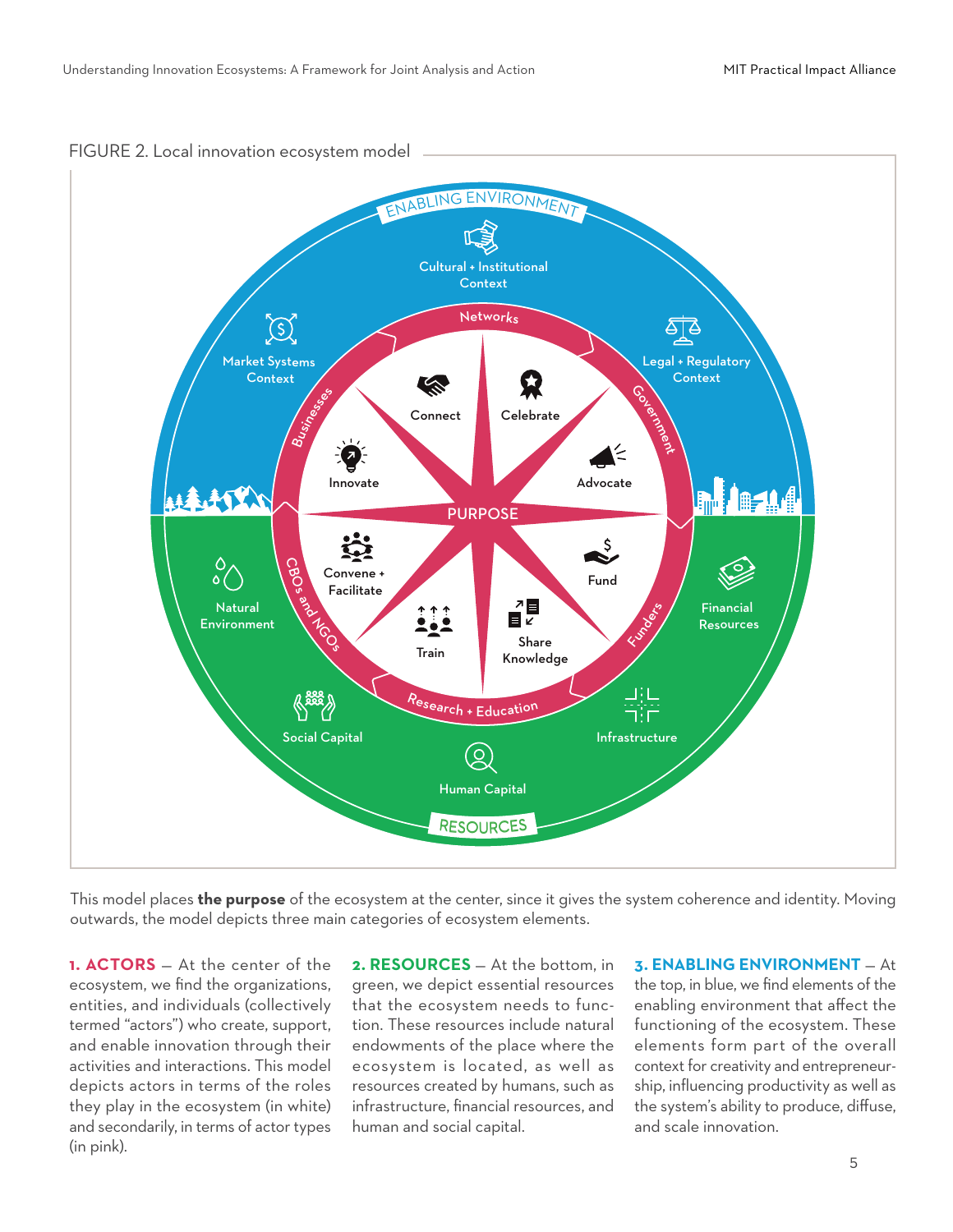FIGURE 2. Local innovation ecosystem model

This model places **the purpose** of the ecosystem at the center, since it gives the system coherence and identity. Moving outwards, the model depicts three main categories of ecosystem elements.

**1. ACTORS** — At the center of the ecosystem, we find the organizations, entities, and individuals (collectively termed "actors") who create, support, and enable innovation through their activities and interactions. This model depicts actors in terms of the roles they play in the ecosystem (in white) and secondarily, in terms of actor types (in pink).

**2. RESOURCES** — At the bottom, in green, we depict essential resources that the ecosystem needs to function. These resources include natural endowments of the place where the ecosystem is located, as well as resources created by humans, such as infrastructure, financial resources, and human and social capital.

**3. ENABLING ENVIRONMENT** — At the top, in blue, we find elements of the enabling environment that affect the functioning of the ecosystem. These elements form part of the overall context for creativity and entrepreneurship, influencing productivity as well as the system's ability to produce, diffuse, and scale innovation.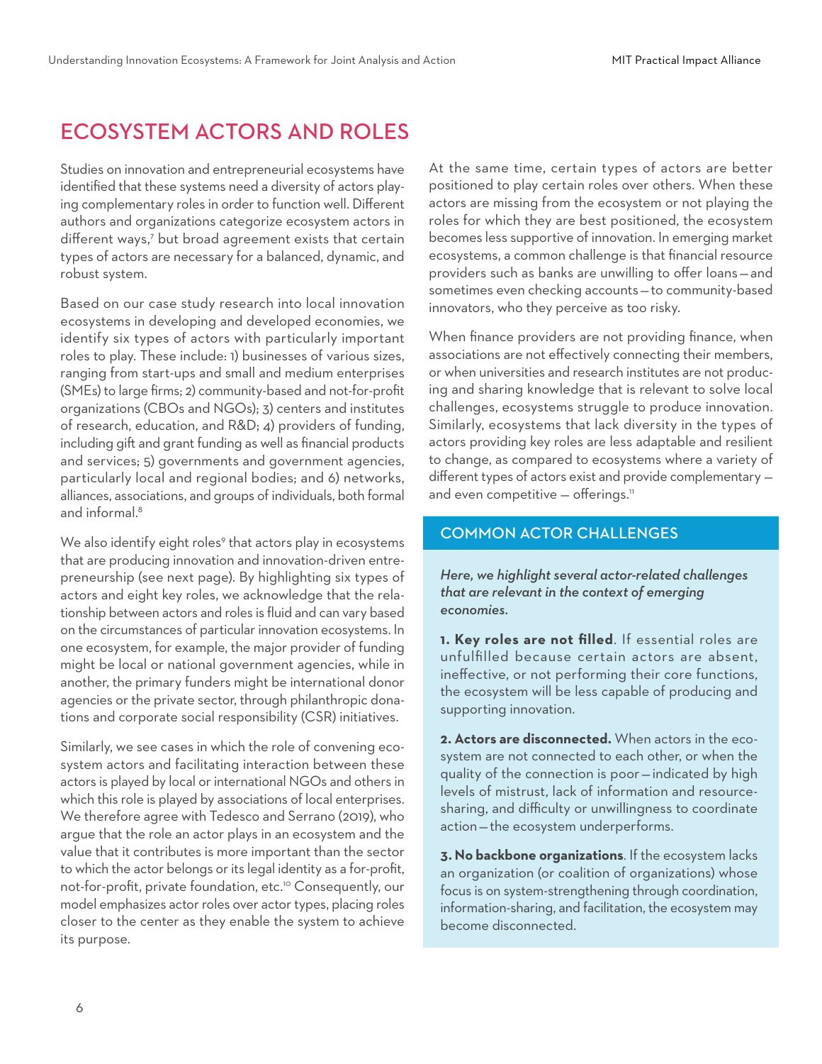# ECOSYSTEM ACTORS AND ROLES

Studies on innovation and entrepreneurial ecosystems have identified that these systems need a diversity of actors playing complementary roles in order to function well. Different authors and organizations categorize ecosystem actors in different ways,[7] but broad agreement exists that certain types of actors are necessary for a balanced, dynamic, and robust system.

Based on our case study research into local innovation ecosystems in developing and developed economies, we identify six types of actors with particularly important roles to play. These include: 1) businesses of various sizes, ranging from start-ups and small and medium enterprises (SMEs) to large firms; 2) community-based and not-for-profit organizations (CBOs and NGOs); 3) centers and institutes of research, education, and R&D; 4) providers of funding, including gift and grant funding as well as financial products and services; 5) governments and government agencies, particularly local and regional bodies; and 6) networks, alliances, associations, and groups of individuals, both formal and informal.[8]

We also identify eight roles[9] that actors play in ecosystems that are producing innovation and innovation-driven entrepreneurship (see next page). By highlighting six types of actors and eight key roles, we acknowledge that the relationship between actors and roles is fluid and can vary based on the circumstances of particular innovation ecosystems. In one ecosystem, for example, the major provider of funding might be local or national government agencies, while in another, the primary funders might be international donor agencies or the private sector, through philanthropic donations and corporate social responsibility (CSR) initiatives.

Similarly, we see cases in which the role of convening ecosystem actors and facilitating interaction between these actors is played by local or international NGOs and others in which this role is played by associations of local enterprises. We therefore agree with Tedesco and Serrano (2019), who argue that the role an actor plays in an ecosystem and the value that it contributes is more important than the sector to which the actor belongs or its legal identity as a for-profit, not-for-profit, private foundation, etc.[10] Consequently, our model emphasizes actor roles over actor types, placing roles closer to the center as they enable the system to achieve its purpose.

At the same time, certain types of actors are better positioned to play certain roles over others. When these actors are missing from the ecosystem or not playing the roles for which they are best positioned, the ecosystem becomes less supportive of innovation. In emerging market ecosystems, a common challenge is that financial resource providers such as banks are unwilling to offer loans—and sometimes even checking accounts—to community-based innovators, who they perceive as too risky.

When finance providers are not providing finance, when associations are not effectively connecting their members, or when universities and research institutes are not producing and sharing knowledge that is relevant to solve local challenges, ecosystems struggle to produce innovation. Similarly, ecosystems that lack diversity in the types of actors providing key roles are less adaptable and resilient to change, as compared to ecosystems where a variety of different types of actors exist and provide complementary — and even competitive — offerings.[11]

## COMMON ACTOR CHALLENGES

*Here, we highlight several actor-related challenges that are relevant in the context of emerging economies.*

**1. Key roles are not filled**. If essential roles are unfulfilled because certain actors are absent, ineffective, or not performing their core functions, the ecosystem will be less capable of producing and supporting innovation.

**2. Actors are disconnected.** When actors in the ecosystem are not connected to each other, or when the quality of the connection is poor—indicated by high levels of mistrust, lack of information and resource-sharing, and difficulty or unwillingness to coordinate action—the ecosystem underperforms.

**3. No backbone organizations**. If the ecosystem lacks an organization (or coalition of organizations) whose focus is on system-strengthening through coordination, information-sharing, and facilitation, the ecosystem may become disconnected.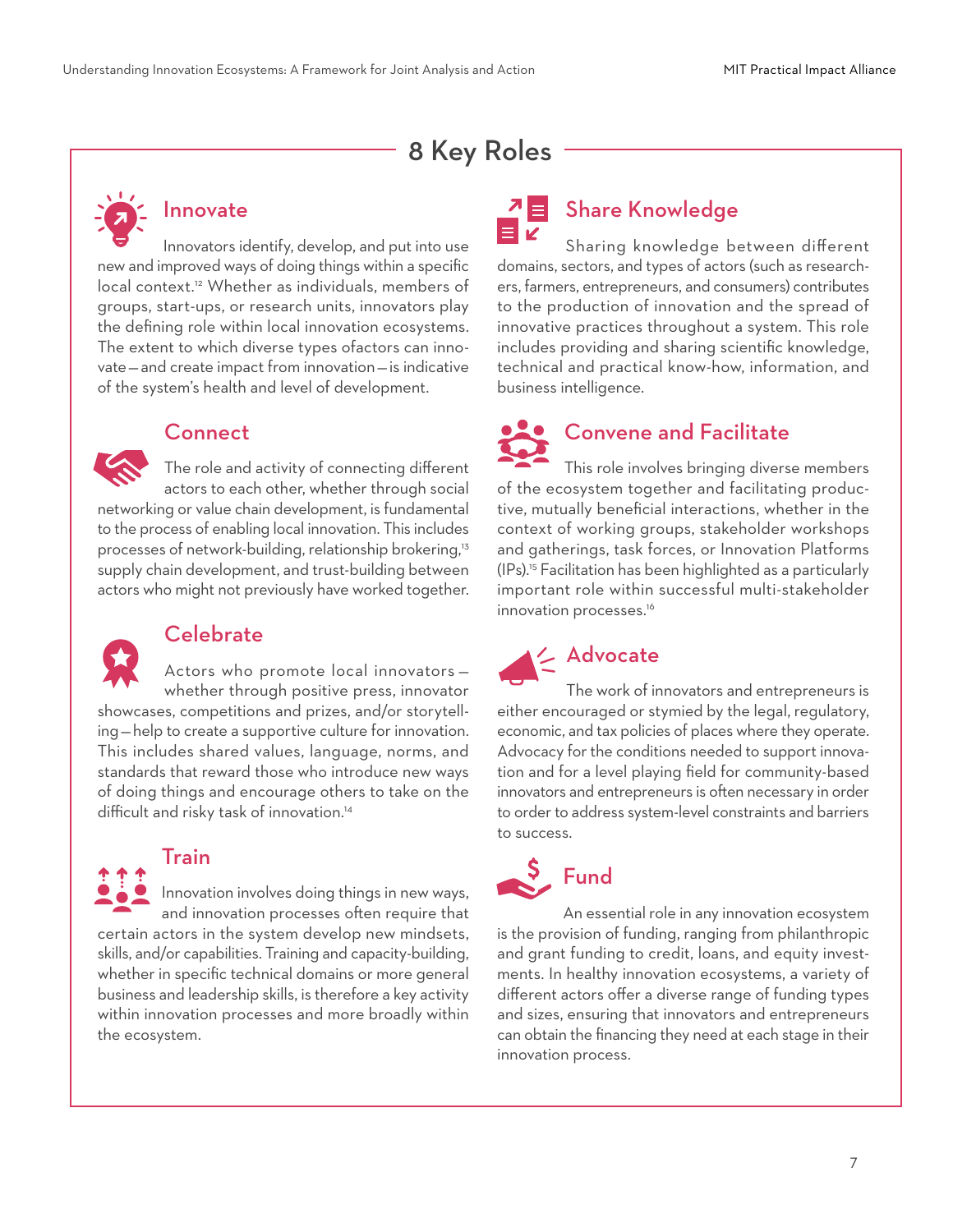## 8 Key Roles

### Innovate

Innovators identify, develop, and put into use new and improved ways of doing things within a specific local context.[12] Whether as individuals, members of groups, start-ups, or research units, innovators play the defining role within local innovation ecosystems. The extent to which diverse types ofactors can innovate—and create impact from innovation—is indicative of the system's health and level of development.

### Connect

The role and activity of connecting different actors to each other, whether through social networking or value chain development, is fundamental to the process of enabling local innovation. This includes processes of network-building, relationship brokering,[13] supply chain development, and trust-building between actors who might not previously have worked together.

### Celebrate

Actors who promote local innovators—whether through positive press, innovator showcases, competitions and prizes, and/or storytelling—help to create a supportive culture for innovation. This includes shared values, language, norms, and standards that reward those who introduce new ways of doing things and encourage others to take on the difficult and risky task of innovation.[14]

### Train

Innovation involves doing things in new ways, and innovation processes often require that certain actors in the system develop new mindsets, skills, and/or capabilities. Training and capacity-building, whether in specific technical domains or more general business and leadership skills, is therefore a key activity within innovation processes and more broadly within the ecosystem.

### Share Knowledge

Sharing knowledge between different domains, sectors, and types of actors (such as researchers, farmers, entrepreneurs, and consumers) contributes to the production of innovation and the spread of innovative practices throughout a system. This role includes providing and sharing scientific knowledge, technical and practical know-how, information, and business intelligence.

### Convene and Facilitate

This role involves bringing diverse members of the ecosystem together and facilitating productive, mutually beneficial interactions, whether in the context of working groups, stakeholder workshops and gatherings, task forces, or Innovation Platforms (IPs).[15] Facilitation has been highlighted as a particularly important role within successful multi-stakeholder innovation processes.[16]

### Advocate

The work of innovators and entrepreneurs is either encouraged or stymied by the legal, regulatory, economic, and tax policies of places where they operate. Advocacy for the conditions needed to support innovation and for a level playing field for community-based innovators and entrepreneurs is often necessary in order to order to address system-level constraints and barriers to success.

### Fund

An essential role in any innovation ecosystem is the provision of funding, ranging from philanthropic and grant funding to credit, loans, and equity investments. In healthy innovation ecosystems, a variety of different actors offer a diverse range of funding types and sizes, ensuring that innovators and entrepreneurs can obtain the financing they need at each stage in their innovation process.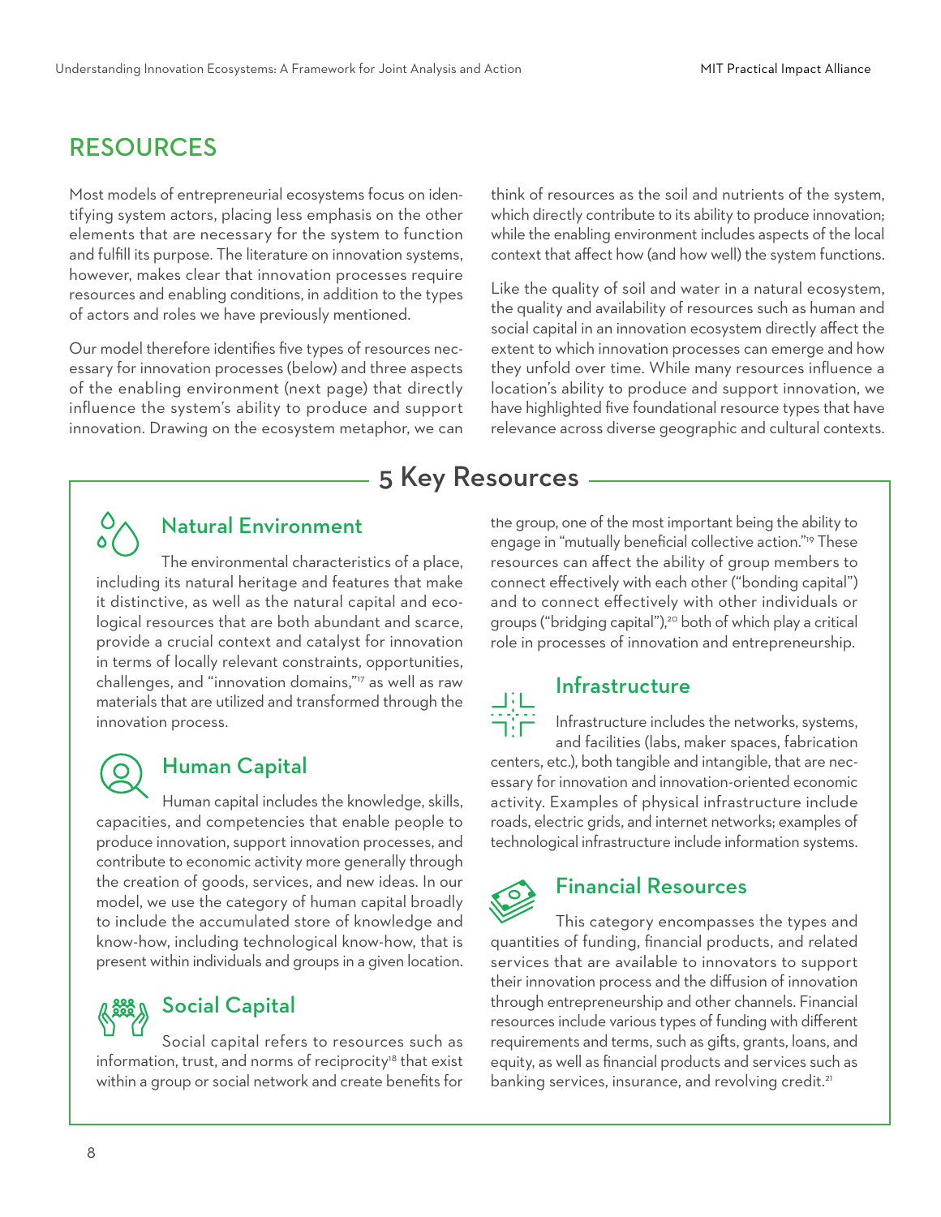## RESOURCES

Most models of entrepreneurial ecosystems focus on identifying system actors, placing less emphasis on the other elements that are necessary for the system to function and fulfill its purpose. The literature on innovation systems, however, makes clear that innovation processes require resources and enabling conditions, in addition to the types of actors and roles we have previously mentioned.

Our model therefore identifies five types of resources necessary for innovation processes (below) and three aspects of the enabling environment (next page) that directly influence the system's ability to produce and support innovation. Drawing on the ecosystem metaphor, we can think of resources as the soil and nutrients of the system, which directly contribute to its ability to produce innovation; while the enabling environment includes aspects of the local context that affect how (and how well) the system functions.

Like the quality of soil and water in a natural ecosystem, the quality and availability of resources such as human and social capital in an innovation ecosystem directly affect the extent to which innovation processes can emerge and how they unfold over time. While many resources influence a location's ability to produce and support innovation, we have highlighted five foundational resource types that have relevance across diverse geographic and cultural contexts.

### 5 Key Resources

#### Natural Environment

The environmental characteristics of a place, including its natural heritage and features that make it distinctive, as well as the natural capital and ecological resources that are both abundant and scarce, provide a crucial context and catalyst for innovation in terms of locally relevant constraints, opportunities, challenges, and "innovation domains,"[17] as well as raw materials that are utilized and transformed through the innovation process.

#### Human Capital

Human capital includes the knowledge, skills, capacities, and competencies that enable people to produce innovation, support innovation processes, and contribute to economic activity more generally through the creation of goods, services, and new ideas. In our model, we use the category of human capital broadly to include the accumulated store of knowledge and know-how, including technological know-how, that is present within individuals and groups in a given location.

#### Social Capital

Social capital refers to resources such as information, trust, and norms of reciprocity[18] that exist within a group or social network and create benefits for the group, one of the most important being the ability to engage in "mutually beneficial collective action."[19] These resources can affect the ability of group members to connect effectively with each other ("bonding capital") and to connect effectively with other individuals or groups ("bridging capital"),[20] both of which play a critical role in processes of innovation and entrepreneurship.

#### Infrastructure

Infrastructure includes the networks, systems, and facilities (labs, maker spaces, fabrication centers, etc.), both tangible and intangible, that are necessary for innovation and innovation-oriented economic activity. Examples of physical infrastructure include roads, electric grids, and internet networks; examples of technological infrastructure include information systems.

#### Financial Resources

This category encompasses the types and quantities of funding, financial products, and related services that are available to innovators to support their innovation process and the diffusion of innovation through entrepreneurship and other channels. Financial resources include various types of funding with different requirements and terms, such as gifts, grants, loans, and equity, as well as financial products and services such as banking services, insurance, and revolving credit.[21]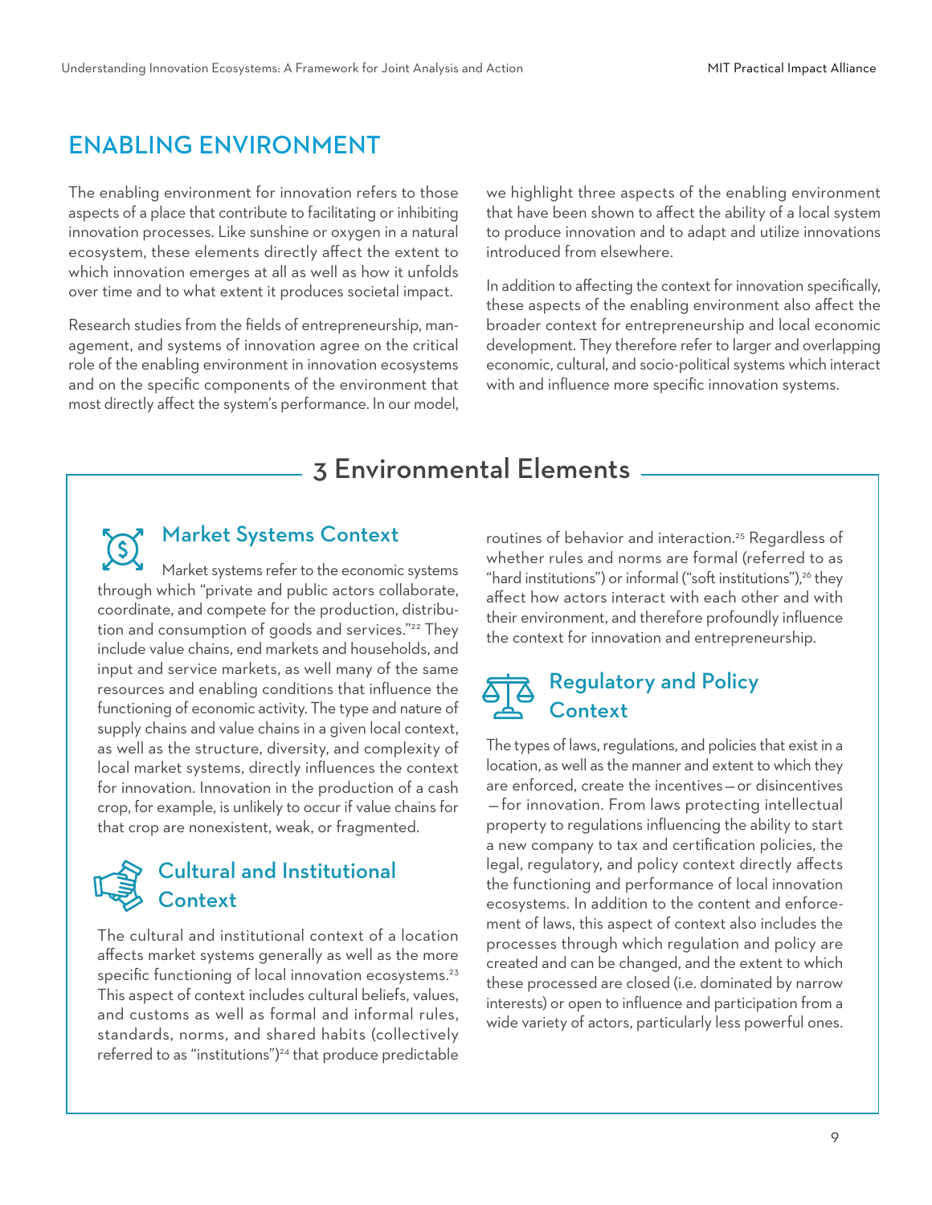## ENABLING ENVIRONMENT

The enabling environment for innovation refers to those aspects of a place that contribute to facilitating or inhibiting innovation processes. Like sunshine or oxygen in a natural ecosystem, these elements directly affect the extent to which innovation emerges at all as well as how it unfolds over time and to what extent it produces societal impact.

Research studies from the fields of entrepreneurship, management, and systems of innovation agree on the critical role of the enabling environment in innovation ecosystems and on the specific components of the environment that most directly affect the system's performance. In our model, we highlight three aspects of the enabling environment that have been shown to affect the ability of a local system to produce innovation and to adapt and utilize innovations introduced from elsewhere.

In addition to affecting the context for innovation specifically, these aspects of the enabling environment also affect the broader context for entrepreneurship and local economic development. They therefore refer to larger and overlapping economic, cultural, and socio-political systems which interact with and influence more specific innovation systems.

## 3 Environmental Elements

### Market Systems Context

Market systems refer to the economic systems through which "private and public actors collaborate, coordinate, and compete for the production, distribution and consumption of goods and services."[22] They include value chains, end markets and households, and input and service markets, as well many of the same resources and enabling conditions that influence the functioning of economic activity. The type and nature of supply chains and value chains in a given local context, as well as the structure, diversity, and complexity of local market systems, directly influences the context for innovation. Innovation in the production of a cash crop, for example, is unlikely to occur if value chains for that crop are nonexistent, weak, or fragmented.

### Cultural and Institutional Context

The cultural and institutional context of a location affects market systems generally as well as the more specific functioning of local innovation ecosystems.[23] This aspect of context includes cultural beliefs, values, and customs as well as formal and informal rules, standards, norms, and shared habits (collectively referred to as "institutions")[24] that produce predictable routines of behavior and interaction.[25] Regardless of whether rules and norms are formal (referred to as "hard institutions") or informal ("soft institutions"),[26] they affect how actors interact with each other and with their environment, and therefore profoundly influence the context for innovation and entrepreneurship.

### Regulatory and Policy Context

The types of laws, regulations, and policies that exist in a location, as well as the manner and extent to which they are enforced, create the incentives—or disincentives—for innovation. From laws protecting intellectual property to regulations influencing the ability to start a new company to tax and certification policies, the legal, regulatory, and policy context directly affects the functioning and performance of local innovation ecosystems. In addition to the content and enforcement of laws, this aspect of context also includes the processes through which regulation and policy are created and can be changed, and the extent to which these processed are closed (i.e. dominated by narrow interests) or open to influence and participation from a wide variety of actors, particularly less powerful ones.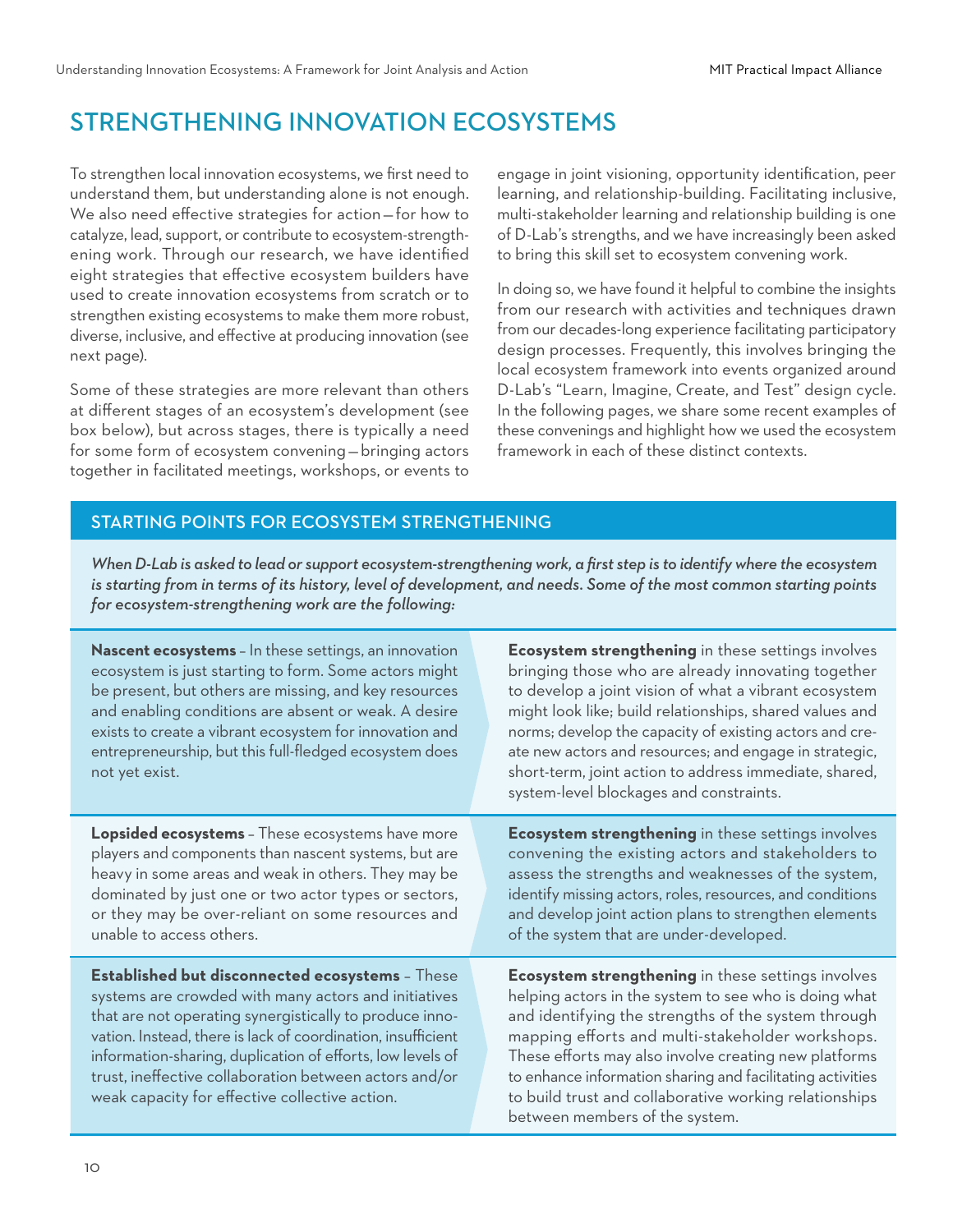# STRENGTHENING INNOVATION ECOSYSTEMS

To strengthen local innovation ecosystems, we first need to understand them, but understanding alone is not enough. We also need effective strategies for action—for how to catalyze, lead, support, or contribute to ecosystem-strengthening work. Through our research, we have identified eight strategies that effective ecosystem builders have used to create innovation ecosystems from scratch or to strengthen existing ecosystems to make them more robust, diverse, inclusive, and effective at producing innovation (see next page).

Some of these strategies are more relevant than others at different stages of an ecosystem's development (see box below), but across stages, there is typically a need for some form of ecosystem convening—bringing actors together in facilitated meetings, workshops, or events to engage in joint visioning, opportunity identification, peer learning, and relationship-building. Facilitating inclusive, multi-stakeholder learning and relationship building is one of D-Lab's strengths, and we have increasingly been asked to bring this skill set to ecosystem convening work.

In doing so, we have found it helpful to combine the insights from our research with activities and techniques drawn from our decades-long experience facilitating participatory design processes. Frequently, this involves bringing the local ecosystem framework into events organized around D-Lab's "Learn, Imagine, Create, and Test" design cycle. In the following pages, we share some recent examples of these convenings and highlight how we used the ecosystem framework in each of these distinct contexts.

## STARTING POINTS FOR ECOSYSTEM STRENGTHENING

*When D-Lab is asked to lead or support ecosystem-strengthening work, a first step is to identify where the ecosystem is starting from in terms of its history, level of development, and needs. Some of the most common starting points for ecosystem-strengthening work are the following:*

| | |
|---|---|
| **Nascent ecosystems** – In these settings, an innovation ecosystem is just starting to form. Some actors might be present, but others are missing, and key resources and enabling conditions are absent or weak. A desire exists to create a vibrant ecosystem for innovation and entrepreneurship, but this full-fledged ecosystem does not yet exist. | **Ecosystem strengthening** in these settings involves bringing those who are already innovating together to develop a joint vision of what a vibrant ecosystem might look like; build relationships, shared values and norms; develop the capacity of existing actors and create new actors and resources; and engage in strategic, short-term, joint action to address immediate, shared, system-level blockages and constraints. |
| **Lopsided ecosystems** – These ecosystems have more players and components than nascent systems, but are heavy in some areas and weak in others. They may be dominated by just one or two actor types or sectors, or they may be over-reliant on some resources and unable to access others. | **Ecosystem strengthening** in these settings involves convening the existing actors and stakeholders to assess the strengths and weaknesses of the system, identify missing actors, roles, resources, and conditions and develop joint action plans to strengthen elements of the system that are under-developed. |
| **Established but disconnected ecosystems** – These systems are crowded with many actors and initiatives that are not operating synergistically to produce innovation. Instead, there is lack of coordination, insufficient information-sharing, duplication of efforts, low levels of trust, ineffective collaboration between actors and/or weak capacity for effective collective action. | **Ecosystem strengthening** in these settings involves helping actors in the system to see who is doing what and identifying the strengths of the system through mapping efforts and multi-stakeholder workshops. These efforts may also involve creating new platforms to enhance information sharing and facilitating activities to build trust and collaborative working relationships between members of the system. |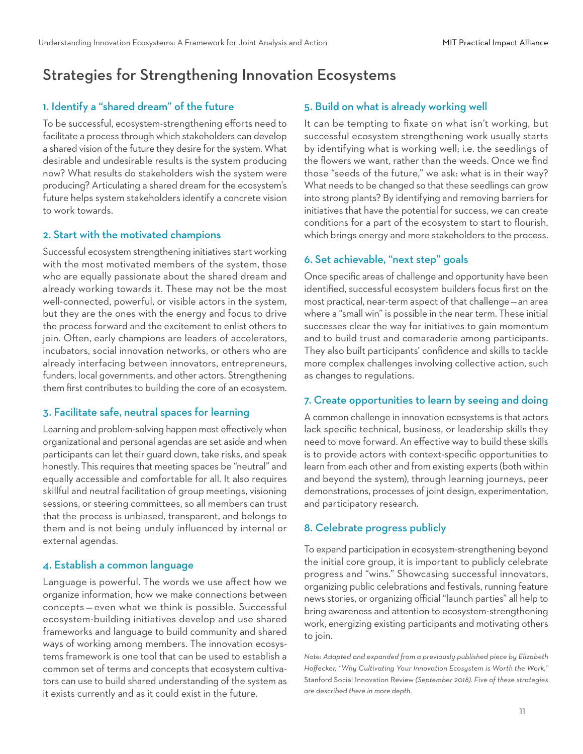## Strategies for Strengthening Innovation Ecosystems

### 1. Identify a "shared dream" of the future

To be successful, ecosystem-strengthening efforts need to facilitate a process through which stakeholders can develop a shared vision of the future they desire for the system. What desirable and undesirable results is the system producing now? What results do stakeholders wish the system were producing? Articulating a shared dream for the ecosystem's future helps system stakeholders identify a concrete vision to work towards.

### 2. Start with the motivated champions

Successful ecosystem strengthening initiatives start working with the most motivated members of the system, those who are equally passionate about the shared dream and already working towards it. These may not be the most well-connected, powerful, or visible actors in the system, but they are the ones with the energy and focus to drive the process forward and the excitement to enlist others to join. Often, early champions are leaders of accelerators, incubators, social innovation networks, or others who are already interfacing between innovators, entrepreneurs, funders, local governments, and other actors. Strengthening them first contributes to building the core of an ecosystem.

### 3. Facilitate safe, neutral spaces for learning

Learning and problem-solving happen most effectively when organizational and personal agendas are set aside and when participants can let their guard down, take risks, and speak honestly. This requires that meeting spaces be "neutral" and equally accessible and comfortable for all. It also requires skillful and neutral facilitation of group meetings, visioning sessions, or steering committees, so all members can trust that the process is unbiased, transparent, and belongs to them and is not being unduly influenced by internal or external agendas.

### 4. Establish a common language

Language is powerful. The words we use affect how we organize information, how we make connections between concepts—even what we think is possible. Successful ecosystem-building initiatives develop and use shared frameworks and language to build community and shared ways of working among members. The innovation ecosystems framework is one tool that can be used to establish a common set of terms and concepts that ecosystem cultivators can use to build shared understanding of the system as it exists currently and as it could exist in the future.

### 5. Build on what is already working well

It can be tempting to fixate on what isn't working, but successful ecosystem strengthening work usually starts by identifying what is working well; i.e. the seedlings of the flowers we want, rather than the weeds. Once we find those "seeds of the future," we ask: what is in their way? What needs to be changed so that these seedlings can grow into strong plants? By identifying and removing barriers for initiatives that have the potential for success, we can create conditions for a part of the ecosystem to start to flourish, which brings energy and more stakeholders to the process.

### 6. Set achievable, "next step" goals

Once specific areas of challenge and opportunity have been identified, successful ecosystem builders focus first on the most practical, near-term aspect of that challenge—an area where a "small win" is possible in the near term. These initial successes clear the way for initiatives to gain momentum and to build trust and comaraderie among participants. They also built participants' confidence and skills to tackle more complex challenges involving collective action, such as changes to regulations.

### 7. Create opportunities to learn by seeing and doing

A common challenge in innovation ecosystems is that actors lack specific technical, business, or leadership skills they need to move forward. An effective way to build these skills is to provide actors with context-specific opportunities to learn from each other and from existing experts (both within and beyond the system), through learning journeys, peer demonstrations, processes of joint design, experimentation, and participatory research.

### 8. Celebrate progress publicly

To expand participation in ecosystem-strengthening beyond the initial core group, it is important to publicly celebrate progress and "wins." Showcasing successful innovators, organizing public celebrations and festivals, running feature news stories, or organizing official "launch parties" all help to bring awareness and attention to ecosystem-strengthening work, energizing existing participants and motivating others to join.

*Note: Adapted and expanded from a previously published piece by Elizabeth Hoffecker, "Why Cultivating Your Innovation Ecosystem is Worth the Work,"* Stanford Social Innovation Review *(September 2018). Five of these strategies are described there in more depth.*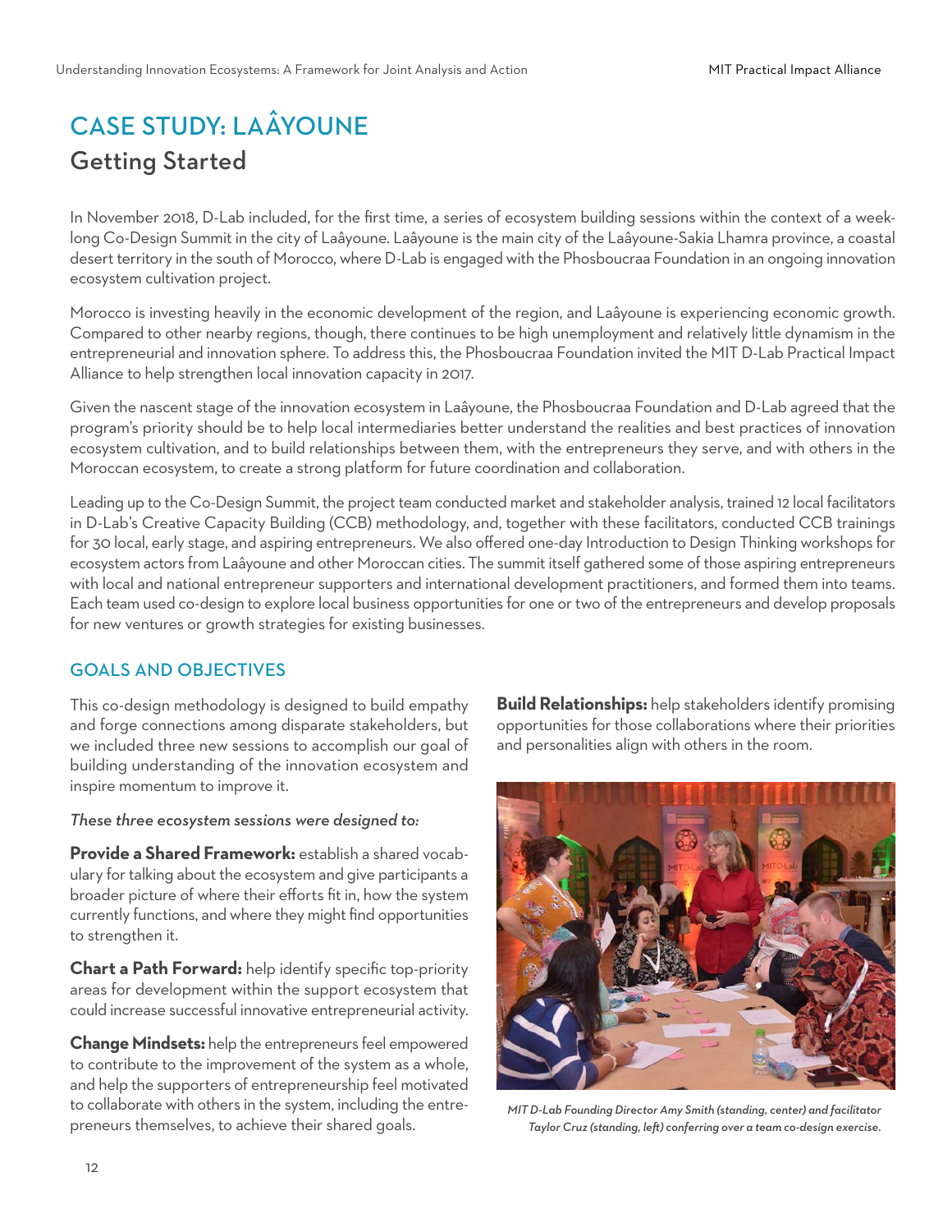# CASE STUDY: LAÂYOUNE

## Getting Started

In November 2018, D-Lab included, for the first time, a series of ecosystem building sessions within the context of a week-long Co-Design Summit in the city of Laâyoune. Laâyoune is the main city of the Laâyoune-Sakia Lhamra province, a coastal desert territory in the south of Morocco, where D-Lab is engaged with the Phosboucraa Foundation in an ongoing innovation ecosystem cultivation project.

Morocco is investing heavily in the economic development of the region, and Laâyoune is experiencing economic growth. Compared to other nearby regions, though, there continues to be high unemployment and relatively little dynamism in the entrepreneurial and innovation sphere. To address this, the Phosboucraa Foundation invited the MIT D-Lab Practical Impact Alliance to help strengthen local innovation capacity in 2017.

Given the nascent stage of the innovation ecosystem in Laâyoune, the Phosboucraa Foundation and D-Lab agreed that the program's priority should be to help local intermediaries better understand the realities and best practices of innovation ecosystem cultivation, and to build relationships between them, with the entrepreneurs they serve, and with others in the Moroccan ecosystem, to create a strong platform for future coordination and collaboration.

Leading up to the Co-Design Summit, the project team conducted market and stakeholder analysis, trained 12 local facilitators in D-Lab's Creative Capacity Building (CCB) methodology, and, together with these facilitators, conducted CCB trainings for 30 local, early stage, and aspiring entrepreneurs. We also offered one-day Introduction to Design Thinking workshops for ecosystem actors from Laâyoune and other Moroccan cities. The summit itself gathered some of those aspiring entrepreneurs with local and national entrepreneur supporters and international development practitioners, and formed them into teams. Each team used co-design to explore local business opportunities for one or two of the entrepreneurs and develop proposals for new ventures or growth strategies for existing businesses.

### GOALS AND OBJECTIVES

This co-design methodology is designed to build empathy and forge connections among disparate stakeholders, but we included three new sessions to accomplish our goal of building understanding of the innovation ecosystem and inspire momentum to improve it.

*These three ecosystem sessions were designed to:*

**Provide a Shared Framework:** establish a shared vocabulary for talking about the ecosystem and give participants a broader picture of where their efforts fit in, how the system currently functions, and where they might find opportunities to strengthen it.

**Chart a Path Forward:** help identify specific top-priority areas for development within the support ecosystem that could increase successful innovative entrepreneurial activity.

**Change Mindsets:** help the entrepreneurs feel empowered to contribute to the improvement of the system as a whole, and help the supporters of entrepreneurship feel motivated to collaborate with others in the system, including the entrepreneurs themselves, to achieve their shared goals.

**Build Relationships:** help stakeholders identify promising opportunities for those collaborations where their priorities and personalities align with others in the room.

*MIT D-Lab Founding Director Amy Smith (standing, center) and facilitator Taylor Cruz (standing, left) conferring over a team co-design exercise.*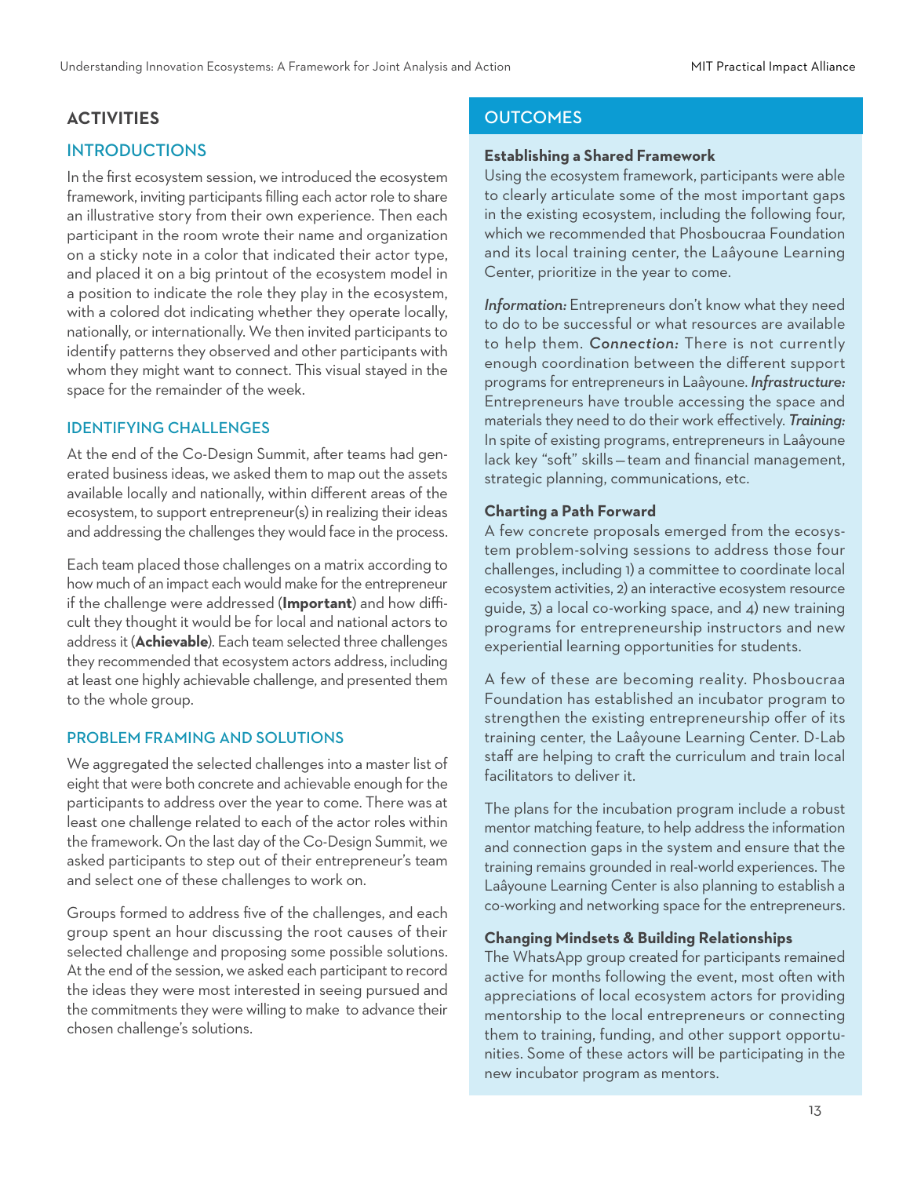## ACTIVITIES

### INTRODUCTIONS

In the first ecosystem session, we introduced the ecosystem framework, inviting participants filling each actor role to share an illustrative story from their own experience. Then each participant in the room wrote their name and organization on a sticky note in a color that indicated their actor type, and placed it on a big printout of the ecosystem model in a position to indicate the role they play in the ecosystem, with a colored dot indicating whether they operate locally, nationally, or internationally. We then invited participants to identify patterns they observed and other participants with whom they might want to connect. This visual stayed in the space for the remainder of the week.

### IDENTIFYING CHALLENGES

At the end of the Co-Design Summit, after teams had generated business ideas, we asked them to map out the assets available locally and nationally, within different areas of the ecosystem, to support entrepreneur(s) in realizing their ideas and addressing the challenges they would face in the process.

Each team placed those challenges on a matrix according to how much of an impact each would make for the entrepreneur if the challenge were addressed (**Important**) and how difficult they thought it would be for local and national actors to address it (**Achievable**). Each team selected three challenges they recommended that ecosystem actors address, including at least one highly achievable challenge, and presented them to the whole group.

### PROBLEM FRAMING AND SOLUTIONS

We aggregated the selected challenges into a master list of eight that were both concrete and achievable enough for the participants to address over the year to come. There was at least one challenge related to each of the actor roles within the framework. On the last day of the Co-Design Summit, we asked participants to step out of their entrepreneur's team and select one of these challenges to work on.

Groups formed to address five of the challenges, and each group spent an hour discussing the root causes of their selected challenge and proposing some possible solutions. At the end of the session, we asked each participant to record the ideas they were most interested in seeing pursued and the commitments they were willing to make to advance their chosen challenge's solutions.

## OUTCOMES

**Establishing a Shared Framework**

Using the ecosystem framework, participants were able to clearly articulate some of the most important gaps in the existing ecosystem, including the following four, which we recommended that Phosboucraa Foundation and its local training center, the Laâyoune Learning Center, prioritize in the year to come.

*Information:* Entrepreneurs don't know what they need to do to be successful or what resources are available to help them. *Connection:* There is not currently enough coordination between the different support programs for entrepreneurs in Laâyoune. *Infrastructure:* Entrepreneurs have trouble accessing the space and materials they need to do their work effectively. *Training:* In spite of existing programs, entrepreneurs in Laâyoune lack key "soft" skills—team and financial management, strategic planning, communications, etc.

**Charting a Path Forward**

A few concrete proposals emerged from the ecosystem problem-solving sessions to address those four challenges, including 1) a committee to coordinate local ecosystem activities, 2) an interactive ecosystem resource guide, 3) a local co-working space, and 4) new training programs for entrepreneurship instructors and new experiential learning opportunities for students.

A few of these are becoming reality. Phosboucraa Foundation has established an incubator program to strengthen the existing entrepreneurship offer of its training center, the Laâyoune Learning Center. D-Lab staff are helping to craft the curriculum and train local facilitators to deliver it.

The plans for the incubation program include a robust mentor matching feature, to help address the information and connection gaps in the system and ensure that the training remains grounded in real-world experiences. The Laâyoune Learning Center is also planning to establish a co-working and networking space for the entrepreneurs.

**Changing Mindsets & Building Relationships**

The WhatsApp group created for participants remained active for months following the event, most often with appreciations of local ecosystem actors for providing mentorship to the local entrepreneurs or connecting them to training, funding, and other support opportunities. Some of these actors will be participating in the new incubator program as mentors.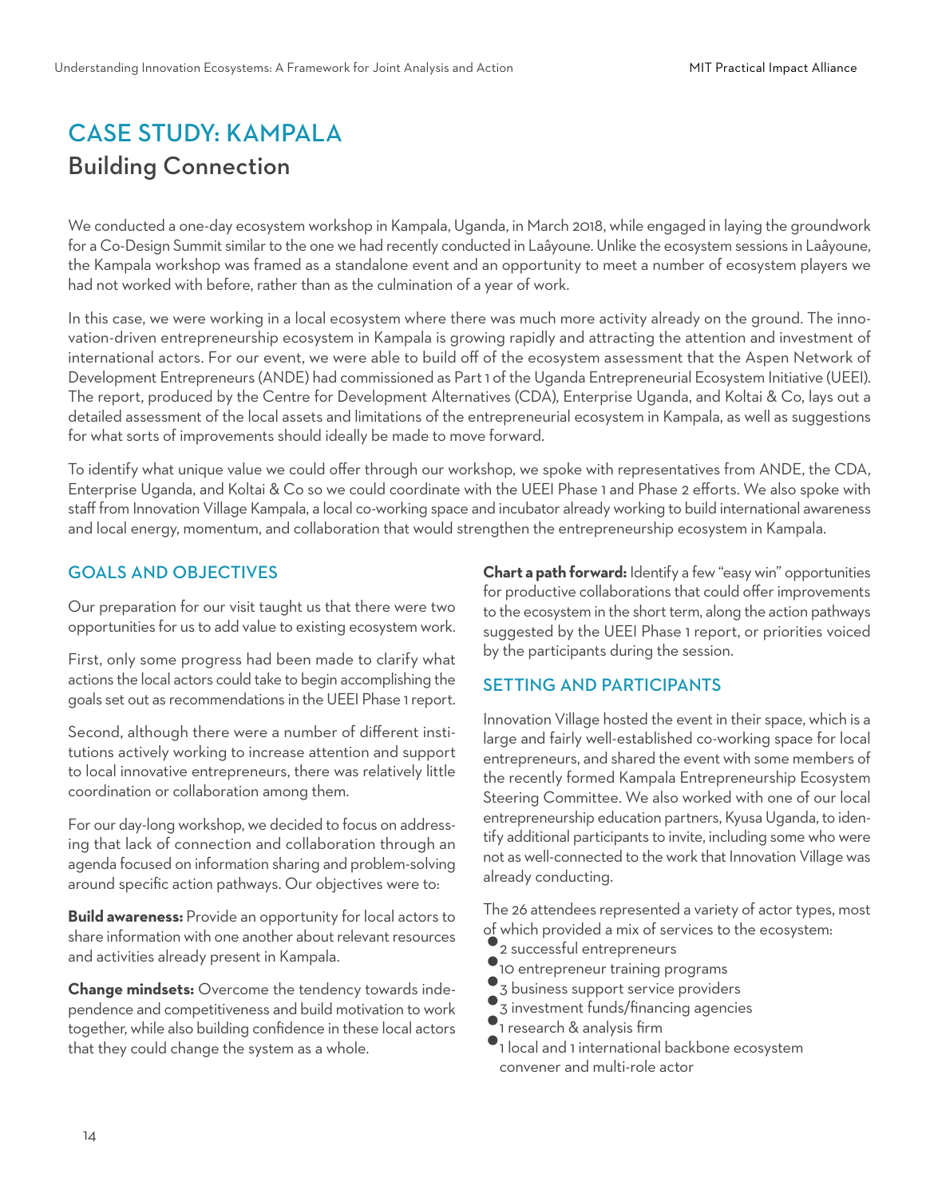# CASE STUDY: KAMPALA

## Building Connection

We conducted a one-day ecosystem workshop in Kampala, Uganda, in March 2018, while engaged in laying the groundwork for a Co-Design Summit similar to the one we had recently conducted in Laâyoune. Unlike the ecosystem sessions in Laâyoune, the Kampala workshop was framed as a standalone event and an opportunity to meet a number of ecosystem players we had not worked with before, rather than as the culmination of a year of work.

In this case, we were working in a local ecosystem where there was much more activity already on the ground. The innovation-driven entrepreneurship ecosystem in Kampala is growing rapidly and attracting the attention and investment of international actors. For our event, we were able to build off of the ecosystem assessment that the Aspen Network of Development Entrepreneurs (ANDE) had commissioned as Part 1 of the Uganda Entrepreneurial Ecosystem Initiative (UEEI). The report, produced by the Centre for Development Alternatives (CDA), Enterprise Uganda, and Koltai & Co, lays out a detailed assessment of the local assets and limitations of the entrepreneurial ecosystem in Kampala, as well as suggestions for what sorts of improvements should ideally be made to move forward.

To identify what unique value we could offer through our workshop, we spoke with representatives from ANDE, the CDA, Enterprise Uganda, and Koltai & Co so we could coordinate with the UEEI Phase 1 and Phase 2 efforts. We also spoke with staff from Innovation Village Kampala, a local co-working space and incubator already working to build international awareness and local energy, momentum, and collaboration that would strengthen the entrepreneurship ecosystem in Kampala.

### GOALS AND OBJECTIVES

Our preparation for our visit taught us that there were two opportunities for us to add value to existing ecosystem work.

First, only some progress had been made to clarify what actions the local actors could take to begin accomplishing the goals set out as recommendations in the UEEI Phase 1 report.

Second, although there were a number of different institutions actively working to increase attention and support to local innovative entrepreneurs, there was relatively little coordination or collaboration among them.

For our day-long workshop, we decided to focus on addressing that lack of connection and collaboration through an agenda focused on information sharing and problem-solving around specific action pathways. Our objectives were to:

**Build awareness:** Provide an opportunity for local actors to share information with one another about relevant resources and activities already present in Kampala.

**Change mindsets:** Overcome the tendency towards independence and competitiveness and build motivation to work together, while also building confidence in these local actors that they could change the system as a whole.

**Chart a path forward:** Identify a few "easy win" opportunities for productive collaborations that could offer improvements to the ecosystem in the short term, along the action pathways suggested by the UEEI Phase 1 report, or priorities voiced by the participants during the session.

### SETTING AND PARTICIPANTS

Innovation Village hosted the event in their space, which is a large and fairly well-established co-working space for local entrepreneurs, and shared the event with some members of the recently formed Kampala Entrepreneurship Ecosystem Steering Committee. We also worked with one of our local entrepreneurship education partners, Kyusa Uganda, to identify additional participants to invite, including some who were not as well-connected to the work that Innovation Village was already conducting.

The 26 attendees represented a variety of actor types, most of which provided a mix of services to the ecosystem:

- 2 successful entrepreneurs
- 10 entrepreneur training programs
- 3 business support service providers
- 3 investment funds/financing agencies
- 1 research & analysis firm
- 1 local and 1 international backbone ecosystem convener and multi-role actor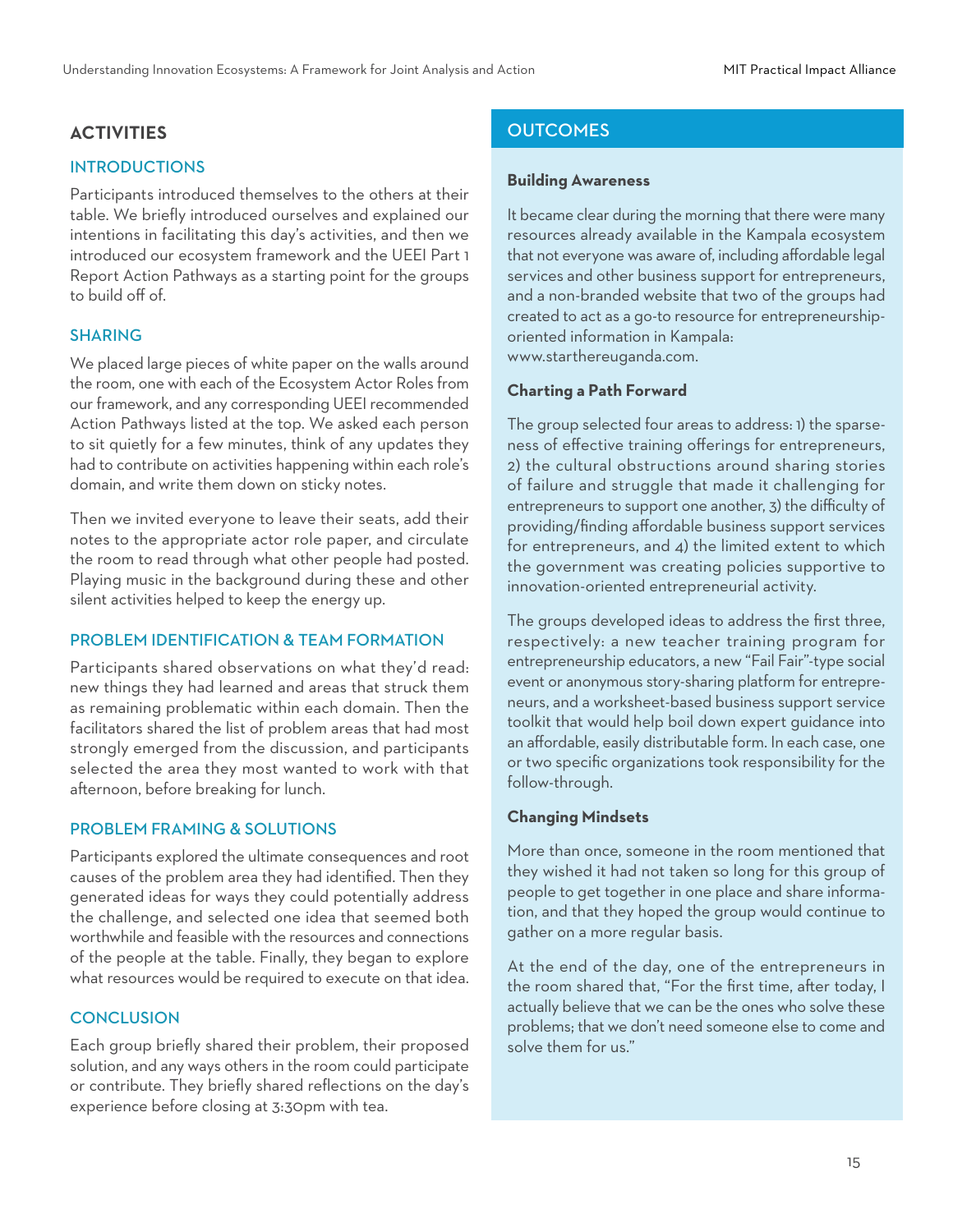## ACTIVITIES

### INTRODUCTIONS

Participants introduced themselves to the others at their table. We briefly introduced ourselves and explained our intentions in facilitating this day's activities, and then we introduced our ecosystem framework and the UEEI Part 1 Report Action Pathways as a starting point for the groups to build off of.

### SHARING

We placed large pieces of white paper on the walls around the room, one with each of the Ecosystem Actor Roles from our framework, and any corresponding UEEI recommended Action Pathways listed at the top. We asked each person to sit quietly for a few minutes, think of any updates they had to contribute on activities happening within each role's domain, and write them down on sticky notes.

Then we invited everyone to leave their seats, add their notes to the appropriate actor role paper, and circulate the room to read through what other people had posted. Playing music in the background during these and other silent activities helped to keep the energy up.

### PROBLEM IDENTIFICATION & TEAM FORMATION

Participants shared observations on what they'd read: new things they had learned and areas that struck them as remaining problematic within each domain. Then the facilitators shared the list of problem areas that had most strongly emerged from the discussion, and participants selected the area they most wanted to work with that afternoon, before breaking for lunch.

### PROBLEM FRAMING & SOLUTIONS

Participants explored the ultimate consequences and root causes of the problem area they had identified. Then they generated ideas for ways they could potentially address the challenge, and selected one idea that seemed both worthwhile and feasible with the resources and connections of the people at the table. Finally, they began to explore what resources would be required to execute on that idea.

### CONCLUSION

Each group briefly shared their problem, their proposed solution, and any ways others in the room could participate or contribute. They briefly shared reflections on the day's experience before closing at 3:30pm with tea.

## OUTCOMES

**Building Awareness**

It became clear during the morning that there were many resources already available in the Kampala ecosystem that not everyone was aware of, including affordable legal services and other business support for entrepreneurs, and a non-branded website that two of the groups had created to act as a go-to resource for entrepreneurship-oriented information in Kampala: www.starthereuganda.com.

**Charting a Path Forward**

The group selected four areas to address: 1) the sparseness of effective training offerings for entrepreneurs, 2) the cultural obstructions around sharing stories of failure and struggle that made it challenging for entrepreneurs to support one another, 3) the difficulty of providing/finding affordable business support services for entrepreneurs, and 4) the limited extent to which the government was creating policies supportive to innovation-oriented entrepreneurial activity.

The groups developed ideas to address the first three, respectively: a new teacher training program for entrepreneurship educators, a new "Fail Fair"-type social event or anonymous story-sharing platform for entrepreneurs, and a worksheet-based business support service toolkit that would help boil down expert guidance into an affordable, easily distributable form. In each case, one or two specific organizations took responsibility for the follow-through.

**Changing Mindsets**

More than once, someone in the room mentioned that they wished it had not taken so long for this group of people to get together in one place and share information, and that they hoped the group would continue to gather on a more regular basis.

At the end of the day, one of the entrepreneurs in the room shared that, "For the first time, after today, I actually believe that we can be the ones who solve these problems; that we don't need someone else to come and solve them for us."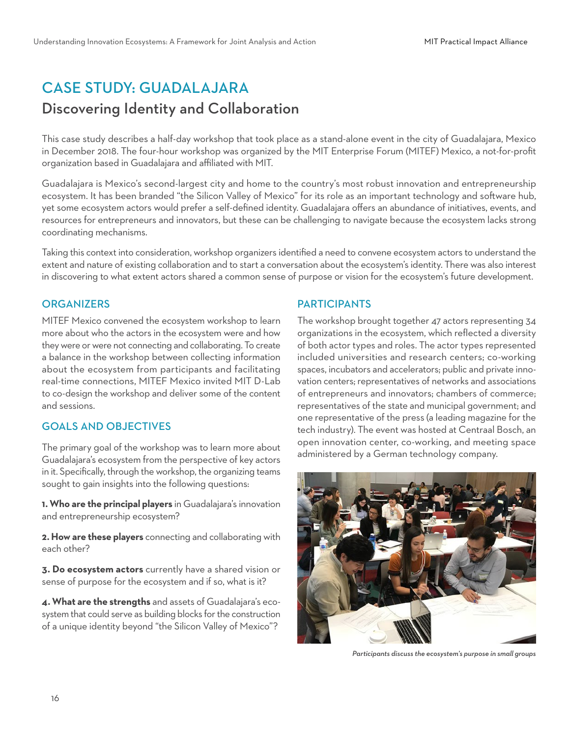# CASE STUDY: GUADALAJARA

## Discovering Identity and Collaboration

This case study describes a half-day workshop that took place as a stand-alone event in the city of Guadalajara, Mexico in December 2018. The four-hour workshop was organized by the MIT Enterprise Forum (MITEF) Mexico, a not-for-profit organization based in Guadalajara and affiliated with MIT.

Guadalajara is Mexico's second-largest city and home to the country's most robust innovation and entrepreneurship ecosystem. It has been branded "the Silicon Valley of Mexico" for its role as an important technology and software hub, yet some ecosystem actors would prefer a self-defined identity. Guadalajara offers an abundance of initiatives, events, and resources for entrepreneurs and innovators, but these can be challenging to navigate because the ecosystem lacks strong coordinating mechanisms.

Taking this context into consideration, workshop organizers identified a need to convene ecosystem actors to understand the extent and nature of existing collaboration and to start a conversation about the ecosystem's identity. There was also interest in discovering to what extent actors shared a common sense of purpose or vision for the ecosystem's future development.

### ORGANIZERS

MITEF Mexico convened the ecosystem workshop to learn more about who the actors in the ecosystem were and how they were or were not connecting and collaborating. To create a balance in the workshop between collecting information about the ecosystem from participants and facilitating real-time connections, MITEF Mexico invited MIT D-Lab to co-design the workshop and deliver some of the content and sessions.

### GOALS AND OBJECTIVES

The primary goal of the workshop was to learn more about Guadalajara's ecosystem from the perspective of key actors in it. Specifically, through the workshop, the organizing teams sought to gain insights into the following questions:

**1. Who are the principal players** in Guadalajara's innovation and entrepreneurship ecosystem?

**2. How are these players** connecting and collaborating with each other?

**3. Do ecosystem actors** currently have a shared vision or sense of purpose for the ecosystem and if so, what is it?

**4. What are the strengths** and assets of Guadalajara's ecosystem that could serve as building blocks for the construction of a unique identity beyond "the Silicon Valley of Mexico"?

### PARTICIPANTS

The workshop brought together 47 actors representing 34 organizations in the ecosystem, which reflected a diversity of both actor types and roles. The actor types represented included universities and research centers; co-working spaces, incubators and accelerators; public and private innovation centers; representatives of networks and associations of entrepreneurs and innovators; chambers of commerce; representatives of the state and municipal government; and one representative of the press (a leading magazine for the tech industry). The event was hosted at Centraal Bosch, an open innovation center, co-working, and meeting space administered by a German technology company.

*Participants discuss the ecosystem's purpose in small groups*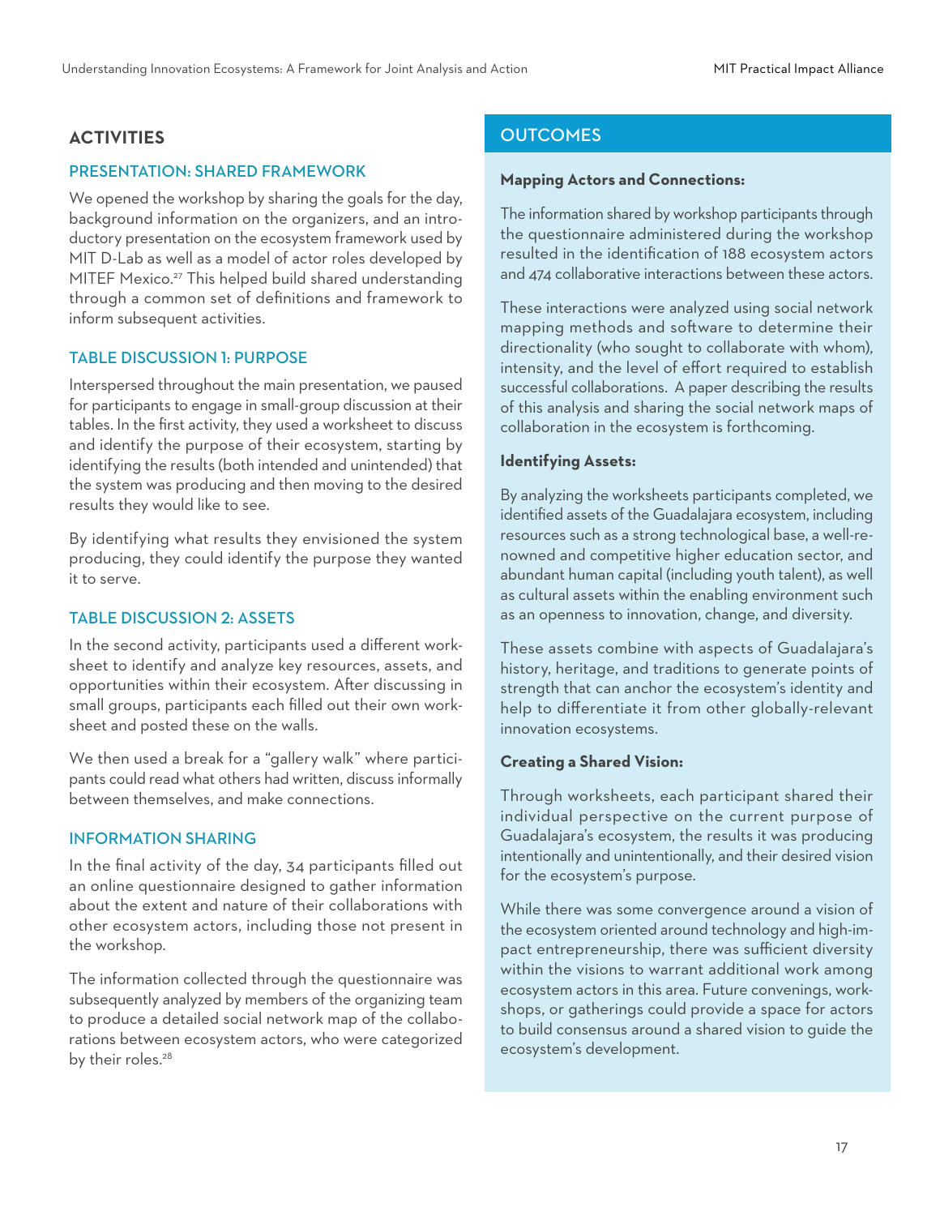## ACTIVITIES

### PRESENTATION: SHARED FRAMEWORK

We opened the workshop by sharing the goals for the day, background information on the organizers, and an introductory presentation on the ecosystem framework used by MIT D-Lab as well as a model of actor roles developed by MITEF Mexico.[27] This helped build shared understanding through a common set of definitions and framework to inform subsequent activities.

### TABLE DISCUSSION 1: PURPOSE

Interspersed throughout the main presentation, we paused for participants to engage in small-group discussion at their tables. In the first activity, they used a worksheet to discuss and identify the purpose of their ecosystem, starting by identifying the results (both intended and unintended) that the system was producing and then moving to the desired results they would like to see.

By identifying what results they envisioned the system producing, they could identify the purpose they wanted it to serve.

### TABLE DISCUSSION 2: ASSETS

In the second activity, participants used a different worksheet to identify and analyze key resources, assets, and opportunities within their ecosystem. After discussing in small groups, participants each filled out their own worksheet and posted these on the walls.

We then used a break for a "gallery walk" where participants could read what others had written, discuss informally between themselves, and make connections.

### INFORMATION SHARING

In the final activity of the day, 34 participants filled out an online questionnaire designed to gather information about the extent and nature of their collaborations with other ecosystem actors, including those not present in the workshop.

The information collected through the questionnaire was subsequently analyzed by members of the organizing team to produce a detailed social network map of the collaborations between ecosystem actors, who were categorized by their roles.[28]

## OUTCOMES

**Mapping Actors and Connections:**

The information shared by workshop participants through the questionnaire administered during the workshop resulted in the identification of 188 ecosystem actors and 474 collaborative interactions between these actors.

These interactions were analyzed using social network mapping methods and software to determine their directionality (who sought to collaborate with whom), intensity, and the level of effort required to establish successful collaborations. A paper describing the results of this analysis and sharing the social network maps of collaboration in the ecosystem is forthcoming.

**Identifying Assets:**

By analyzing the worksheets participants completed, we identified assets of the Guadalajara ecosystem, including resources such as a strong technological base, a well-renowned and competitive higher education sector, and abundant human capital (including youth talent), as well as cultural assets within the enabling environment such as an openness to innovation, change, and diversity.

These assets combine with aspects of Guadalajara's history, heritage, and traditions to generate points of strength that can anchor the ecosystem's identity and help to differentiate it from other globally-relevant innovation ecosystems.

**Creating a Shared Vision:**

Through worksheets, each participant shared their individual perspective on the current purpose of Guadalajara's ecosystem, the results it was producing intentionally and unintentionally, and their desired vision for the ecosystem's purpose.

While there was some convergence around a vision of the ecosystem oriented around technology and high-impact entrepreneurship, there was sufficient diversity within the visions to warrant additional work among ecosystem actors in this area. Future convenings, workshops, or gatherings could provide a space for actors to build consensus around a shared vision to guide the ecosystem's development.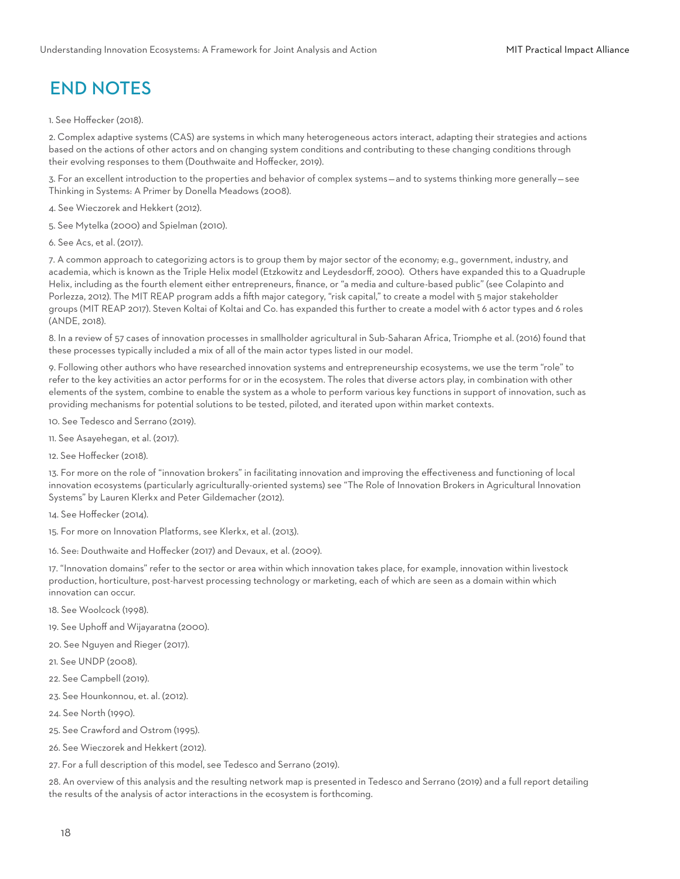# END NOTES

1. See Hoffecker (2018).

2. Complex adaptive systems (CAS) are systems in which many heterogeneous actors interact, adapting their strategies and actions based on the actions of other actors and on changing system conditions and contributing to these changing conditions through their evolving responses to them (Douthwaite and Hoffecker, 2019).

3. For an excellent introduction to the properties and behavior of complex systems—and to systems thinking more generally—see Thinking in Systems: A Primer by Donella Meadows (2008).

4. See Wieczorek and Hekkert (2012).

5. See Mytelka (2000) and Spielman (2010).

6. See Acs, et al. (2017).

7. A common approach to categorizing actors is to group them by major sector of the economy; e.g., government, industry, and academia, which is known as the Triple Helix model (Etzkowitz and Leydesdorff, 2000). Others have expanded this to a Quadruple Helix, including as the fourth element either entrepreneurs, finance, or "a media and culture-based public" (see Colapinto and Porlezza, 2012). The MIT REAP program adds a fifth major category, "risk capital," to create a model with 5 major stakeholder groups (MIT REAP 2017). Steven Koltai of Koltai and Co. has expanded this further to create a model with 6 actor types and 6 roles (ANDE, 2018).

8. In a review of 57 cases of innovation processes in smallholder agricultural in Sub-Saharan Africa, Triomphe et al. (2016) found that these processes typically included a mix of all of the main actor types listed in our model.

9. Following other authors who have researched innovation systems and entrepreneurship ecosystems, we use the term "role" to refer to the key activities an actor performs for or in the ecosystem. The roles that diverse actors play, in combination with other elements of the system, combine to enable the system as a whole to perform various key functions in support of innovation, such as providing mechanisms for potential solutions to be tested, piloted, and iterated upon within market contexts.

10. See Tedesco and Serrano (2019).

11. See Asayehegan, et al. (2017).

12. See Hoffecker (2018).

13. For more on the role of "innovation brokers" in facilitating innovation and improving the effectiveness and functioning of local innovation ecosystems (particularly agriculturally-oriented systems) see "The Role of Innovation Brokers in Agricultural Innovation Systems" by Lauren Klerkx and Peter Gildemacher (2012).

14. See Hoffecker (2014).

15. For more on Innovation Platforms, see Klerkx, et al. (2013).

16. See: Douthwaite and Hoffecker (2017) and Devaux, et al. (2009).

17. "Innovation domains" refer to the sector or area within which innovation takes place, for example, innovation within livestock production, horticulture, post-harvest processing technology or marketing, each of which are seen as a domain within which innovation can occur.

18. See Woolcock (1998).

19. See Uphoff and Wijayaratna (2000).

20. See Nguyen and Rieger (2017).

21. See UNDP (2008).

22. See Campbell (2019).

23. See Hounkonnou, et. al. (2012).

24. See North (1990).

25. See Crawford and Ostrom (1995).

26. See Wieczorek and Hekkert (2012).

27. For a full description of this model, see Tedesco and Serrano (2019).

28. An overview of this analysis and the resulting network map is presented in Tedesco and Serrano (2019) and a full report detailing the results of the analysis of actor interactions in the ecosystem is forthcoming.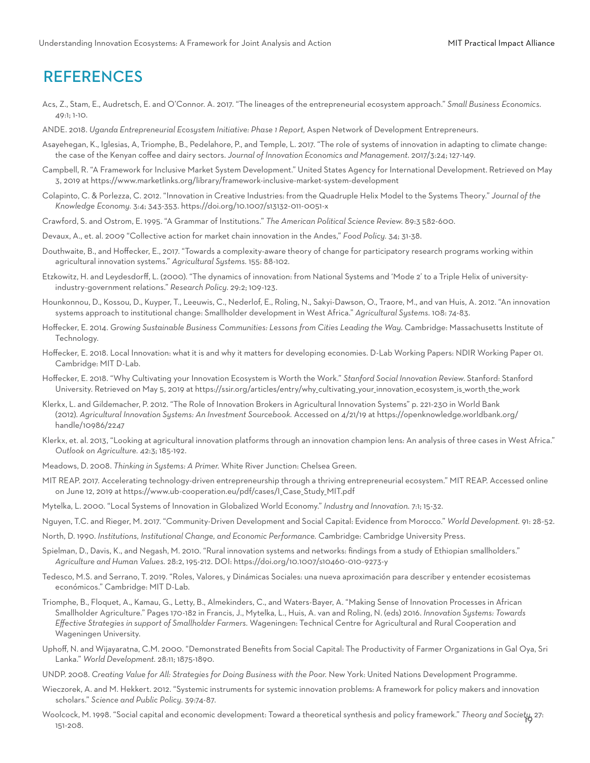# REFERENCES

Acs, Z., Stam, E., Audretsch, E. and O'Connor. A. 2017. "The lineages of the entrepreneurial ecosystem approach." *Small Business Economics*. 49:1; 1-10.

ANDE. 2018. *Uganda Entrepreneurial Ecosystem Initiative: Phase 1 Report,* Aspen Network of Development Entrepreneurs.

Asayehegan, K., Iglesias, A, Triomphe, B., Pedelahore, P., and Temple, L. 2017. "The role of systems of innovation in adapting to climate change: the case of the Kenyan coffee and dairy sectors. *Journal of Innovation Economics and Management*. 2017/3:24; 127-149.

Campbell, R. "A Framework for Inclusive Market System Development." United States Agency for International Development. Retrieved on May 3, 2019 at https://www.marketlinks.org/library/framework-inclusive-market-system-development

Colapinto, C. & Porlezza, C. 2012. "Innovation in Creative Industries: from the Quadruple Helix Model to the Systems Theory." *Journal of the Knowledge Economy*. 3:4; 343-353. https://doi.org/10.1007/s13132-011-0051-x

Crawford, S. and Ostrom, E. 1995. "A Grammar of Institutions." *The American Political Science Review*. 89:3 582-600.

Devaux, A., et. al. 2009 "Collective action for market chain innovation in the Andes," *Food Policy*. 34; 31-38.

Douthwaite, B., and Hoffecker, E., 2017. "Towards a complexity-aware theory of change for participatory research programs working within agricultural innovation systems." *Agricultural Systems*. 155: 88-102.

Etzkowitz, H. and Leydesdorff, L. (2000). "The dynamics of innovation: from National Systems and 'Mode 2' to a Triple Helix of university-industry-government relations." *Research Policy*. 29:2; 109-123.

Hounkonnou, D., Kossou, D., Kuyper, T., Leeuwis, C., Nederlof, E., Roling, N., Sakyi-Dawson, O., Traore, M., and van Huis, A. 2012. "An innovation systems approach to institutional change: Smallholder development in West Africa." *Agricultural Systems*. 108: 74-83.

Hoffecker, E. 2014. *Growing Sustainable Business Communities: Lessons from Cities Leading the Way*. Cambridge: Massachusetts Institute of Technology.

Hoffecker, E. 2018. Local Innovation: what it is and why it matters for developing economies. D-Lab Working Papers: NDIR Working Paper 01. Cambridge: MIT D-Lab.

Hoffecker, E. 2018. "Why Cultivating your Innovation Ecosystem is Worth the Work." *Stanford Social Innovation Review*. Stanford: Stanford University. Retrieved on May 5, 2019 at https://ssir.org/articles/entry/why_cultivating_your_innovation_ecosystem_is_worth_the_work

Klerkx, L. and Gildemacher, P. 2012. "The Role of Innovation Brokers in Agricultural Innovation Systems" p. 221-230 in World Bank (2012). *Agricultural Innovation Systems: An Investment Sourcebook*. Accessed on 4/21/19 at https://openknowledge.worldbank.org/handle/10986/2247

Klerkx, et. al. 2013, "Looking at agricultural innovation platforms through an innovation champion lens: An analysis of three cases in West Africa." *Outlook on Agriculture*. 42:3; 185-192.

Meadows, D. 2008. *Thinking in Systems: A Primer*. White River Junction: Chelsea Green.

MIT REAP. 2017. Accelerating technology-driven entrepreneurship through a thriving entrepreneurial ecosystem." MIT REAP. Accessed online on June 12, 2019 at https://www.ub-cooperation.eu/pdf/cases/I_Case_Study_MIT.pdf

Mytelka, L. 2000. "Local Systems of Innovation in Globalized World Economy." *Industry and Innovation*. 7:1; 15-32.

Nguyen, T.C. and Rieger, M. 2017. "Community-Driven Development and Social Capital: Evidence from Morocco." *World Development*. 91: 28-52.

North, D. 1990. *Institutions, Institutional Change, and Economic Performance*. Cambridge: Cambridge University Press.

Spielman, D., Davis, K., and Negash, M. 2010. "Rural innovation systems and networks: findings from a study of Ethiopian smallholders." *Agriculture and Human Values*. 28:2, 195-212. DOI: https://doi.org/10.1007/s10460-010-9273-y

Tedesco, M.S. and Serrano, T. 2019. "Roles, Valores, y Dinámicas Sociales: una nueva aproximación para describer y entender ecosistemas económicos." Cambridge: MIT D-Lab.

Triomphe, B., Floquet, A., Kamau, G., Letty, B., Almekinders, C., and Waters-Bayer, A. "Making Sense of Innovation Processes in African Smallholder Agriculture." Pages 170-182 in Francis, J., Mytelka, L., Huis, A. van and Roling, N. (eds) 2016. *Innovation Systems: Towards Effective Strategies in support of Smallholder Farmers*. Wageningen: Technical Centre for Agricultural and Rural Cooperation and Wageningen University.

Uphoff, N. and Wijayaratna, C.M. 2000. "Demonstrated Benefits from Social Capital: The Productivity of Farmer Organizations in Gal Oya, Sri Lanka." *World Development*. 28:11; 1875-1890.

UNDP. 2008. *Creating Value for All: Strategies for Doing Business with the Poor*. New York: United Nations Development Programme.

Wieczorek, A. and M. Hekkert. 2012. "Systemic instruments for systemic innovation problems: A framework for policy makers and innovation scholars." *Science and Public Policy*. 39:74-87.

Woolcock, M. 1998. "Social capital and economic development: Toward a theoretical synthesis and policy framework." *Theory and Society*. 27: 151-208.